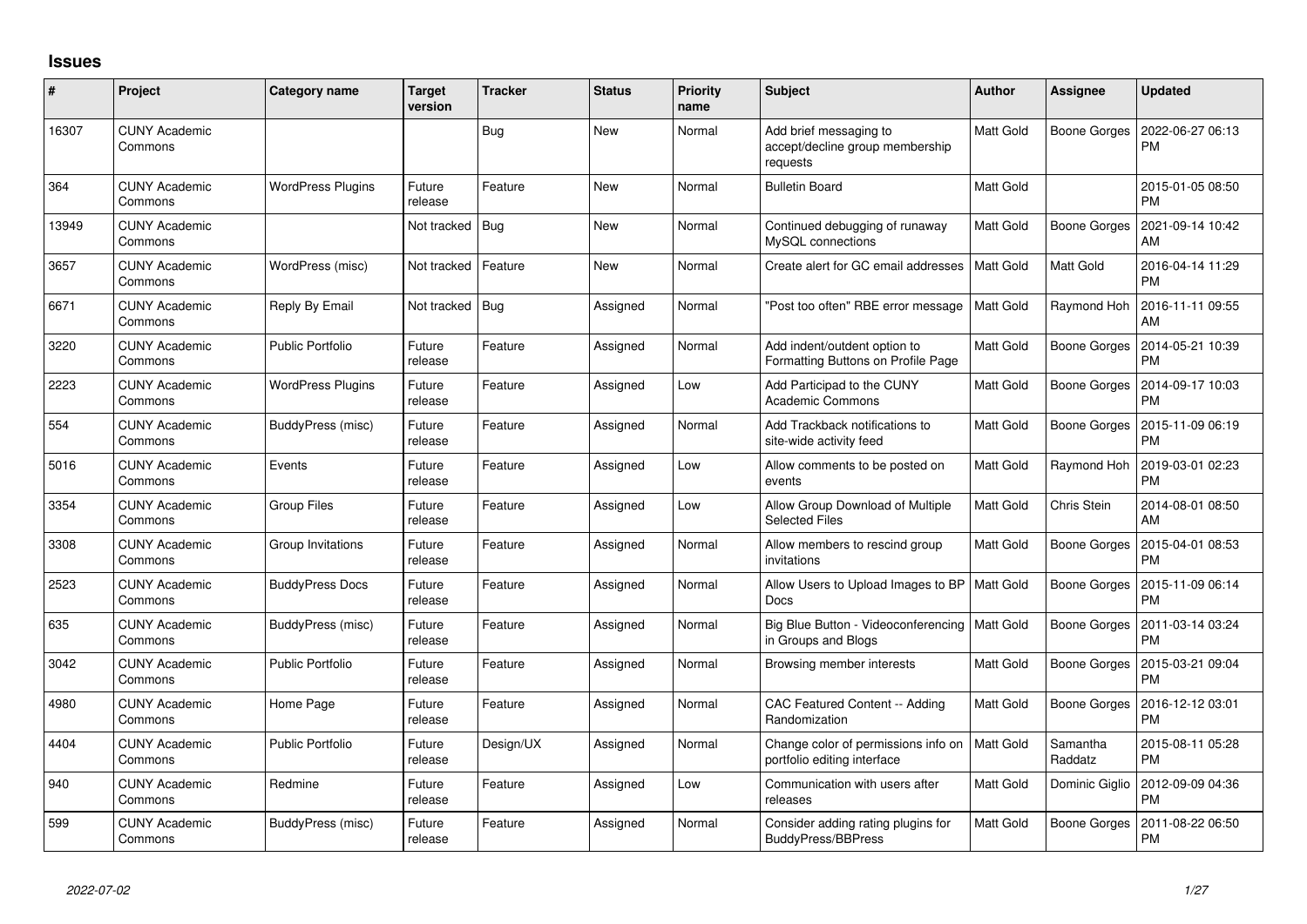## Issues

| # | Project | Category name | Target version | Tracker | Status | Priority name | Subject | Author | Assignee | Updated |
|---|---|---|---|---|---|---|---|---|---|---|
| 16307 | CUNY Academic Commons | | | Bug | New | Normal | Add brief messaging to accept/decline group membership requests | Matt Gold | Boone Gorges | 2022-06-27 06:13 PM |
| 364 | CUNY Academic Commons | WordPress Plugins | Future release | Feature | New | Normal | Bulletin Board | Matt Gold | | 2015-01-05 08:50 PM |
| 13949 | CUNY Academic Commons | | Not tracked | Bug | New | Normal | Continued debugging of runaway MySQL connections | Matt Gold | Boone Gorges | 2021-09-14 10:42 AM |
| 3657 | CUNY Academic Commons | WordPress (misc) | Not tracked | Feature | New | Normal | Create alert for GC email addresses | Matt Gold | Matt Gold | 2016-04-14 11:29 PM |
| 6671 | CUNY Academic Commons | Reply By Email | Not tracked | Bug | Assigned | Normal | "Post too often" RBE error message | Matt Gold | Raymond Hoh | 2016-11-11 09:55 AM |
| 3220 | CUNY Academic Commons | Public Portfolio | Future release | Feature | Assigned | Normal | Add indent/outdent option to Formatting Buttons on Profile Page | Matt Gold | Boone Gorges | 2014-05-21 10:39 PM |
| 2223 | CUNY Academic Commons | WordPress Plugins | Future release | Feature | Assigned | Low | Add Participad to the CUNY Academic Commons | Matt Gold | Boone Gorges | 2014-09-17 10:03 PM |
| 554 | CUNY Academic Commons | BuddyPress (misc) | Future release | Feature | Assigned | Normal | Add Trackback notifications to site-wide activity feed | Matt Gold | Boone Gorges | 2015-11-09 06:19 PM |
| 5016 | CUNY Academic Commons | Events | Future release | Feature | Assigned | Low | Allow comments to be posted on events | Matt Gold | Raymond Hoh | 2019-03-01 02:23 PM |
| 3354 | CUNY Academic Commons | Group Files | Future release | Feature | Assigned | Low | Allow Group Download of Multiple Selected Files | Matt Gold | Chris Stein | 2014-08-01 08:50 AM |
| 3308 | CUNY Academic Commons | Group Invitations | Future release | Feature | Assigned | Normal | Allow members to rescind group invitations | Matt Gold | Boone Gorges | 2015-04-01 08:53 PM |
| 2523 | CUNY Academic Commons | BuddyPress Docs | Future release | Feature | Assigned | Normal | Allow Users to Upload Images to BP Docs | Matt Gold | Boone Gorges | 2015-11-09 06:14 PM |
| 635 | CUNY Academic Commons | BuddyPress (misc) | Future release | Feature | Assigned | Normal | Big Blue Button - Videoconferencing in Groups and Blogs | Matt Gold | Boone Gorges | 2011-03-14 03:24 PM |
| 3042 | CUNY Academic Commons | Public Portfolio | Future release | Feature | Assigned | Normal | Browsing member interests | Matt Gold | Boone Gorges | 2015-03-21 09:04 PM |
| 4980 | CUNY Academic Commons | Home Page | Future release | Feature | Assigned | Normal | CAC Featured Content -- Adding Randomization | Matt Gold | Boone Gorges | 2016-12-12 03:01 PM |
| 4404 | CUNY Academic Commons | Public Portfolio | Future release | Design/UX | Assigned | Normal | Change color of permissions info on portfolio editing interface | Matt Gold | Samantha Raddatz | 2015-08-11 05:28 PM |
| 940 | CUNY Academic Commons | Redmine | Future release | Feature | Assigned | Low | Communication with users after releases | Matt Gold | Dominic Giglio | 2012-09-09 04:36 PM |
| 599 | CUNY Academic Commons | BuddyPress (misc) | Future release | Feature | Assigned | Normal | Consider adding rating plugins for BuddyPress/BBPress | Matt Gold | Boone Gorges | 2011-08-22 06:50 PM |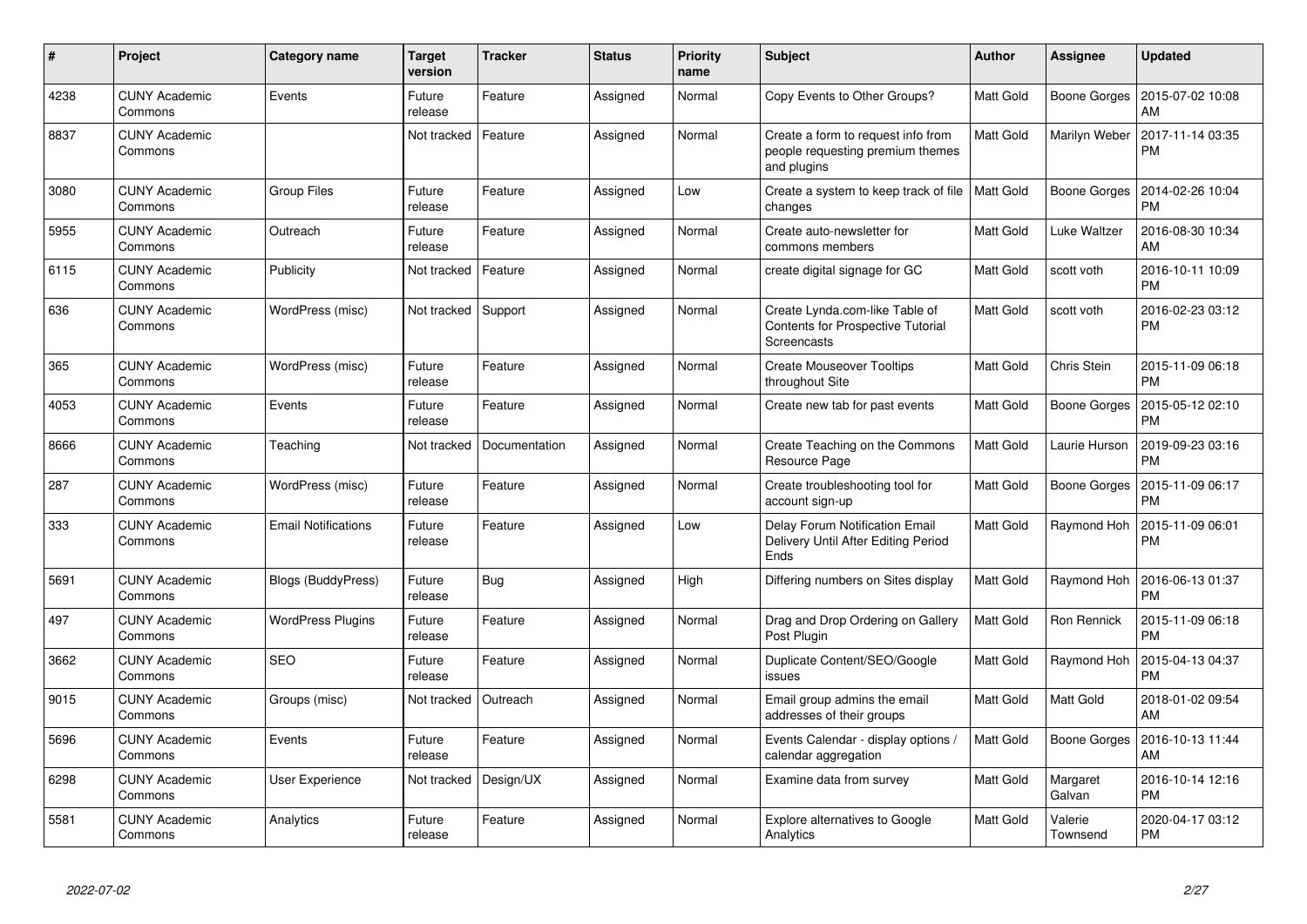| # | Project | Category name | Target version | Tracker | Status | Priority name | Subject | Author | Assignee | Updated |
|---|---|---|---|---|---|---|---|---|---|---|
| 4238 | CUNY Academic Commons | Events | Future release | Feature | Assigned | Normal | Copy Events to Other Groups? | Matt Gold | Boone Gorges | 2015-07-02 10:08 AM |
| 8837 | CUNY Academic Commons | | Not tracked | Feature | Assigned | Normal | Create a form to request info from people requesting premium themes and plugins | Matt Gold | Marilyn Weber | 2017-11-14 03:35 PM |
| 3080 | CUNY Academic Commons | Group Files | Future release | Feature | Assigned | Low | Create a system to keep track of file changes | Matt Gold | Boone Gorges | 2014-02-26 10:04 PM |
| 5955 | CUNY Academic Commons | Outreach | Future release | Feature | Assigned | Normal | Create auto-newsletter for commons members | Matt Gold | Luke Waltzer | 2016-08-30 10:34 AM |
| 6115 | CUNY Academic Commons | Publicity | Not tracked | Feature | Assigned | Normal | create digital signage for GC | Matt Gold | scott voth | 2016-10-11 10:09 PM |
| 636 | CUNY Academic Commons | WordPress (misc) | Not tracked | Support | Assigned | Normal | Create Lynda.com-like Table of Contents for Prospective Tutorial Screencasts | Matt Gold | scott voth | 2016-02-23 03:12 PM |
| 365 | CUNY Academic Commons | WordPress (misc) | Future release | Feature | Assigned | Normal | Create Mouseover Tooltips throughout Site | Matt Gold | Chris Stein | 2015-11-09 06:18 PM |
| 4053 | CUNY Academic Commons | Events | Future release | Feature | Assigned | Normal | Create new tab for past events | Matt Gold | Boone Gorges | 2015-05-12 02:10 PM |
| 8666 | CUNY Academic Commons | Teaching | Not tracked | Documentation | Assigned | Normal | Create Teaching on the Commons Resource Page | Matt Gold | Laurie Hurson | 2019-09-23 03:16 PM |
| 287 | CUNY Academic Commons | WordPress (misc) | Future release | Feature | Assigned | Normal | Create troubleshooting tool for account sign-up | Matt Gold | Boone Gorges | 2015-11-09 06:17 PM |
| 333 | CUNY Academic Commons | Email Notifications | Future release | Feature | Assigned | Low | Delay Forum Notification Email Delivery Until After Editing Period Ends | Matt Gold | Raymond Hoh | 2015-11-09 06:01 PM |
| 5691 | CUNY Academic Commons | Blogs (BuddyPress) | Future release | Bug | Assigned | High | Differing numbers on Sites display | Matt Gold | Raymond Hoh | 2016-06-13 01:37 PM |
| 497 | CUNY Academic Commons | WordPress Plugins | Future release | Feature | Assigned | Normal | Drag and Drop Ordering on Gallery Post Plugin | Matt Gold | Ron Rennick | 2015-11-09 06:18 PM |
| 3662 | CUNY Academic Commons | SEO | Future release | Feature | Assigned | Normal | Duplicate Content/SEO/Google issues | Matt Gold | Raymond Hoh | 2015-04-13 04:37 PM |
| 9015 | CUNY Academic Commons | Groups (misc) | Not tracked | Outreach | Assigned | Normal | Email group admins the email addresses of their groups | Matt Gold | Matt Gold | 2018-01-02 09:54 AM |
| 5696 | CUNY Academic Commons | Events | Future release | Feature | Assigned | Normal | Events Calendar - display options / calendar aggregation | Matt Gold | Boone Gorges | 2016-10-13 11:44 AM |
| 6298 | CUNY Academic Commons | User Experience | Not tracked | Design/UX | Assigned | Normal | Examine data from survey | Matt Gold | Margaret Galvan | 2016-10-14 12:16 PM |
| 5581 | CUNY Academic Commons | Analytics | Future release | Feature | Assigned | Normal | Explore alternatives to Google Analytics | Matt Gold | Valerie Townsend | 2020-04-17 03:12 PM |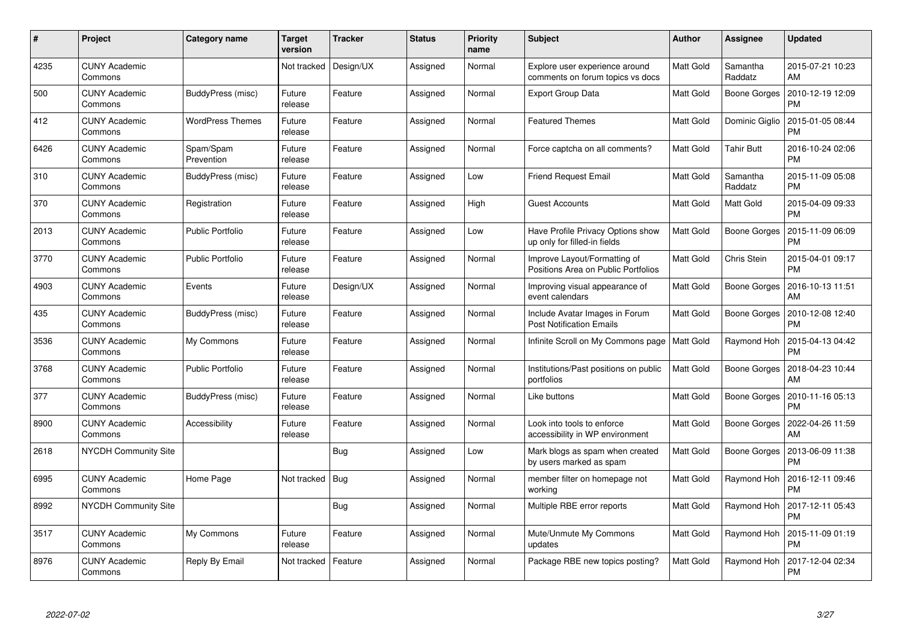| # | Project | Category name | Target version | Tracker | Status | Priority name | Subject | Author | Assignee | Updated |
|---|---|---|---|---|---|---|---|---|---|---|
| 4235 | CUNY Academic Commons | | Not tracked | Design/UX | Assigned | Normal | Explore user experience around comments on forum topics vs docs | Matt Gold | Samantha Raddatz | 2015-07-21 10:23 AM |
| 500 | CUNY Academic Commons | BuddyPress (misc) | Future release | Feature | Assigned | Normal | Export Group Data | Matt Gold | Boone Gorges | 2010-12-19 12:09 PM |
| 412 | CUNY Academic Commons | WordPress Themes | Future release | Feature | Assigned | Normal | Featured Themes | Matt Gold | Dominic Giglio | 2015-01-05 08:44 PM |
| 6426 | CUNY Academic Commons | Spam/Spam Prevention | Future release | Feature | Assigned | Normal | Force captcha on all comments? | Matt Gold | Tahir Butt | 2016-10-24 02:06 PM |
| 310 | CUNY Academic Commons | BuddyPress (misc) | Future release | Feature | Assigned | Low | Friend Request Email | Matt Gold | Samantha Raddatz | 2015-11-09 05:08 PM |
| 370 | CUNY Academic Commons | Registration | Future release | Feature | Assigned | High | Guest Accounts | Matt Gold | Matt Gold | 2015-04-09 09:33 PM |
| 2013 | CUNY Academic Commons | Public Portfolio | Future release | Feature | Assigned | Low | Have Profile Privacy Options show up only for filled-in fields | Matt Gold | Boone Gorges | 2015-11-09 06:09 PM |
| 3770 | CUNY Academic Commons | Public Portfolio | Future release | Feature | Assigned | Normal | Improve Layout/Formatting of Positions Area on Public Portfolios | Matt Gold | Chris Stein | 2015-04-01 09:17 PM |
| 4903 | CUNY Academic Commons | Events | Future release | Design/UX | Assigned | Normal | Improving visual appearance of event calendars | Matt Gold | Boone Gorges | 2016-10-13 11:51 AM |
| 435 | CUNY Academic Commons | BuddyPress (misc) | Future release | Feature | Assigned | Normal | Include Avatar Images in Forum Post Notification Emails | Matt Gold | Boone Gorges | 2010-12-08 12:40 PM |
| 3536 | CUNY Academic Commons | My Commons | Future release | Feature | Assigned | Normal | Infinite Scroll on My Commons page | Matt Gold | Raymond Hoh | 2015-04-13 04:42 PM |
| 3768 | CUNY Academic Commons | Public Portfolio | Future release | Feature | Assigned | Normal | Institutions/Past positions on public portfolios | Matt Gold | Boone Gorges | 2018-04-23 10:44 AM |
| 377 | CUNY Academic Commons | BuddyPress (misc) | Future release | Feature | Assigned | Normal | Like buttons | Matt Gold | Boone Gorges | 2010-11-16 05:13 PM |
| 8900 | CUNY Academic Commons | Accessibility | Future release | Feature | Assigned | Normal | Look into tools to enforce accessibility in WP environment | Matt Gold | Boone Gorges | 2022-04-26 11:59 AM |
| 2618 | NYCDH Community Site | | | Bug | Assigned | Low | Mark blogs as spam when created by users marked as spam | Matt Gold | Boone Gorges | 2013-06-09 11:38 PM |
| 6995 | CUNY Academic Commons | Home Page | Not tracked | Bug | Assigned | Normal | member filter on homepage not working | Matt Gold | Raymond Hoh | 2016-12-11 09:46 PM |
| 8992 | NYCDH Community Site | | | Bug | Assigned | Normal | Multiple RBE error reports | Matt Gold | Raymond Hoh | 2017-12-11 05:43 PM |
| 3517 | CUNY Academic Commons | My Commons | Future release | Feature | Assigned | Normal | Mute/Unmute My Commons updates | Matt Gold | Raymond Hoh | 2015-11-09 01:19 PM |
| 8976 | CUNY Academic Commons | Reply By Email | Not tracked | Feature | Assigned | Normal | Package RBE new topics posting? | Matt Gold | Raymond Hoh | 2017-12-04 02:34 PM |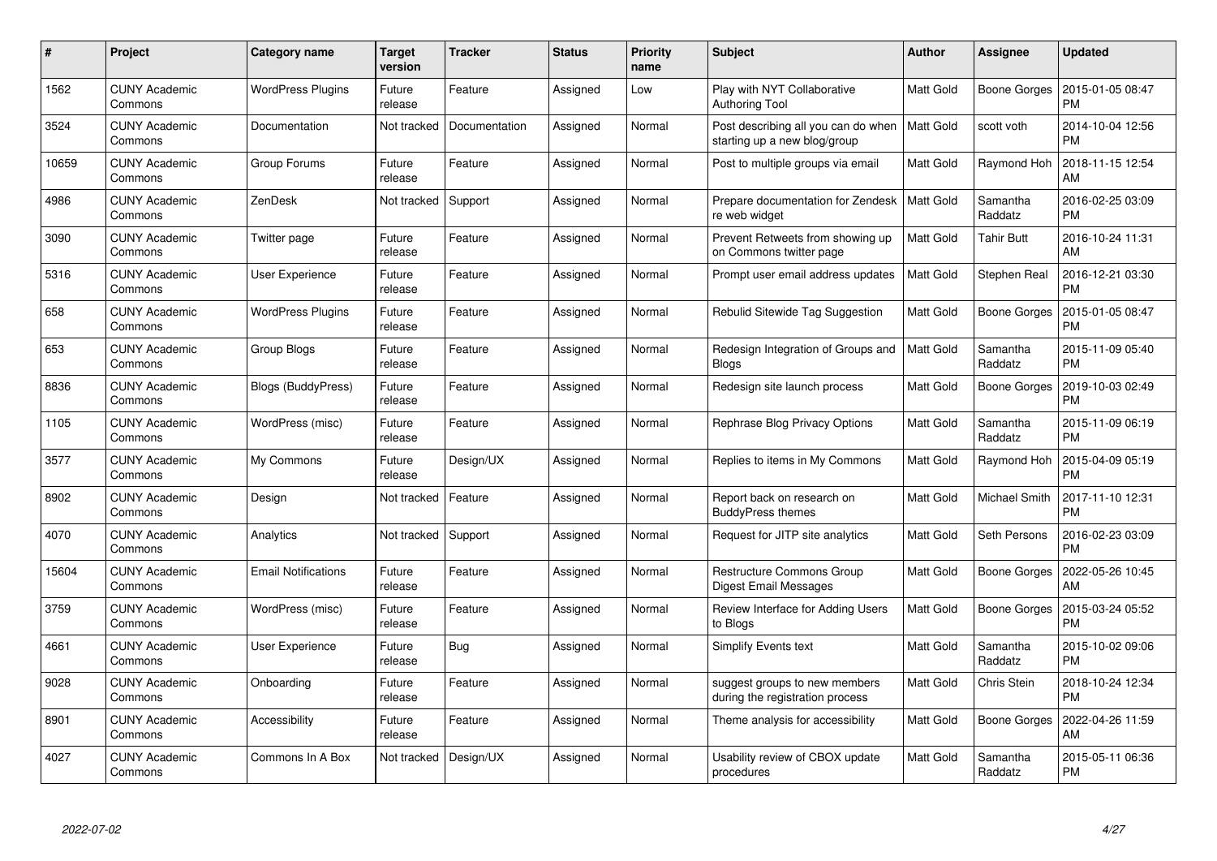| # | Project | Category name | Target version | Tracker | Status | Priority name | Subject | Author | Assignee | Updated |
|---|---|---|---|---|---|---|---|---|---|---|
| 1562 | CUNY Academic Commons | WordPress Plugins | Future release | Feature | Assigned | Low | Play with NYT Collaborative Authoring Tool | Matt Gold | Boone Gorges | 2015-01-05 08:47 PM |
| 3524 | CUNY Academic Commons | Documentation | Not tracked | Documentation | Assigned | Normal | Post describing all you can do when starting up a new blog/group | Matt Gold | scott voth | 2014-10-04 12:56 PM |
| 10659 | CUNY Academic Commons | Group Forums | Future release | Feature | Assigned | Normal | Post to multiple groups via email | Matt Gold | Raymond Hoh | 2018-11-15 12:54 AM |
| 4986 | CUNY Academic Commons | ZenDesk | Not tracked | Support | Assigned | Normal | Prepare documentation for Zendesk re web widget | Matt Gold | Samantha Raddatz | 2016-02-25 03:09 PM |
| 3090 | CUNY Academic Commons | Twitter page | Future release | Feature | Assigned | Normal | Prevent Retweets from showing up on Commons twitter page | Matt Gold | Tahir Butt | 2016-10-24 11:31 AM |
| 5316 | CUNY Academic Commons | User Experience | Future release | Feature | Assigned | Normal | Prompt user email address updates | Matt Gold | Stephen Real | 2016-12-21 03:30 PM |
| 658 | CUNY Academic Commons | WordPress Plugins | Future release | Feature | Assigned | Normal | Rebulid Sitewide Tag Suggestion | Matt Gold | Boone Gorges | 2015-01-05 08:47 PM |
| 653 | CUNY Academic Commons | Group Blogs | Future release | Feature | Assigned | Normal | Redesign Integration of Groups and Blogs | Matt Gold | Samantha Raddatz | 2015-11-09 05:40 PM |
| 8836 | CUNY Academic Commons | Blogs (BuddyPress) | Future release | Feature | Assigned | Normal | Redesign site launch process | Matt Gold | Boone Gorges | 2019-10-03 02:49 PM |
| 1105 | CUNY Academic Commons | WordPress (misc) | Future release | Feature | Assigned | Normal | Rephrase Blog Privacy Options | Matt Gold | Samantha Raddatz | 2015-11-09 06:19 PM |
| 3577 | CUNY Academic Commons | My Commons | Future release | Design/UX | Assigned | Normal | Replies to items in My Commons | Matt Gold | Raymond Hoh | 2015-04-09 05:19 PM |
| 8902 | CUNY Academic Commons | Design | Not tracked | Feature | Assigned | Normal | Report back on research on BuddyPress themes | Matt Gold | Michael Smith | 2017-11-10 12:31 PM |
| 4070 | CUNY Academic Commons | Analytics | Not tracked | Support | Assigned | Normal | Request for JITP site analytics | Matt Gold | Seth Persons | 2016-02-23 03:09 PM |
| 15604 | CUNY Academic Commons | Email Notifications | Future release | Feature | Assigned | Normal | Restructure Commons Group Digest Email Messages | Matt Gold | Boone Gorges | 2022-05-26 10:45 AM |
| 3759 | CUNY Academic Commons | WordPress (misc) | Future release | Feature | Assigned | Normal | Review Interface for Adding Users to Blogs | Matt Gold | Boone Gorges | 2015-03-24 05:52 PM |
| 4661 | CUNY Academic Commons | User Experience | Future release | Bug | Assigned | Normal | Simplify Events text | Matt Gold | Samantha Raddatz | 2015-10-02 09:06 PM |
| 9028 | CUNY Academic Commons | Onboarding | Future release | Feature | Assigned | Normal | suggest groups to new members during the registration process | Matt Gold | Chris Stein | 2018-10-24 12:34 PM |
| 8901 | CUNY Academic Commons | Accessibility | Future release | Feature | Assigned | Normal | Theme analysis for accessibility | Matt Gold | Boone Gorges | 2022-04-26 11:59 AM |
| 4027 | CUNY Academic Commons | Commons In A Box | Not tracked | Design/UX | Assigned | Normal | Usability review of CBOX update procedures | Matt Gold | Samantha Raddatz | 2015-05-11 06:36 PM |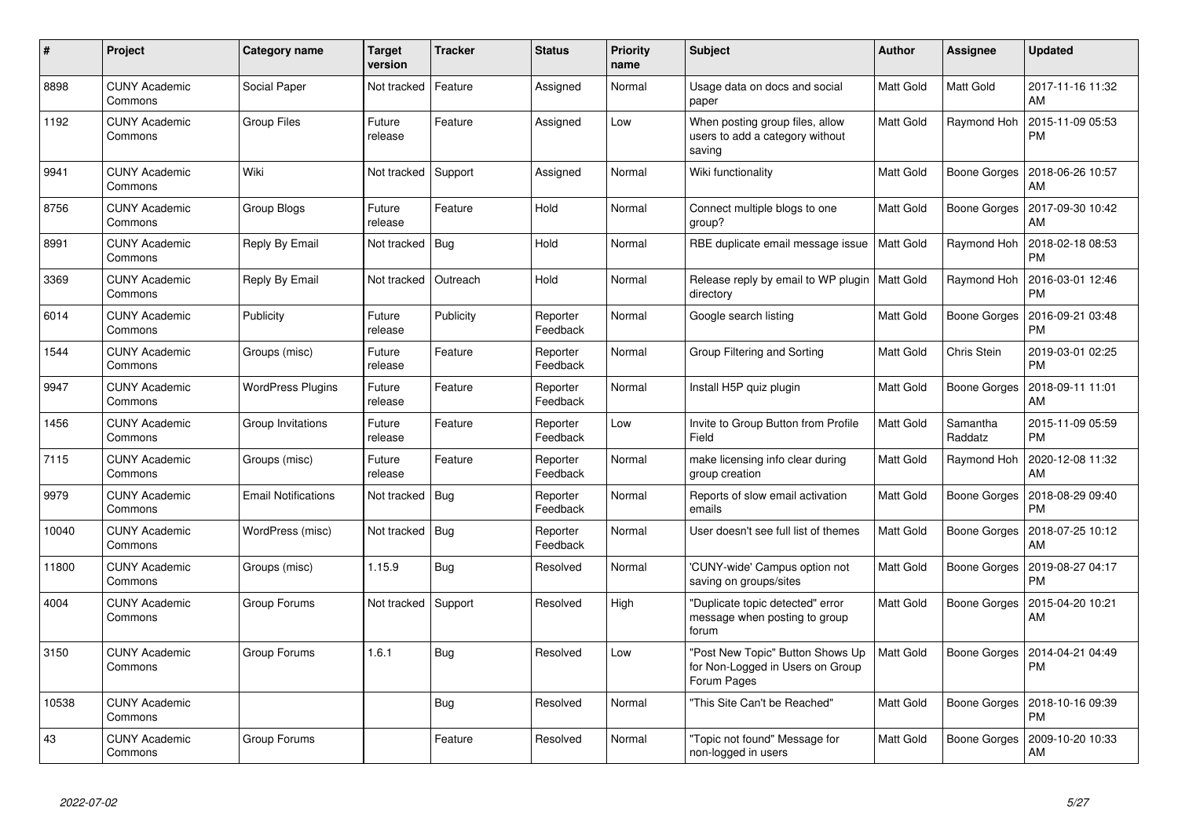| # | Project | Category name | Target version | Tracker | Status | Priority name | Subject | Author | Assignee | Updated |
|---|---|---|---|---|---|---|---|---|---|---|
| 8898 | CUNY Academic Commons | Social Paper | Not tracked | Feature | Assigned | Normal | Usage data on docs and social paper | Matt Gold | Matt Gold | 2017-11-16 11:32 AM |
| 1192 | CUNY Academic Commons | Group Files | Future release | Feature | Assigned | Low | When posting group files, allow users to add a category without saving | Matt Gold | Raymond Hoh | 2015-11-09 05:53 PM |
| 9941 | CUNY Academic Commons | Wiki | Not tracked | Support | Assigned | Normal | Wiki functionality | Matt Gold | Boone Gorges | 2018-06-26 10:57 AM |
| 8756 | CUNY Academic Commons | Group Blogs | Future release | Feature | Hold | Normal | Connect multiple blogs to one group? | Matt Gold | Boone Gorges | 2017-09-30 10:42 AM |
| 8991 | CUNY Academic Commons | Reply By Email | Not tracked | Bug | Hold | Normal | RBE duplicate email message issue | Matt Gold | Raymond Hoh | 2018-02-18 08:53 PM |
| 3369 | CUNY Academic Commons | Reply By Email | Not tracked | Outreach | Hold | Normal | Release reply by email to WP plugin directory | Matt Gold | Raymond Hoh | 2016-03-01 12:46 PM |
| 6014 | CUNY Academic Commons | Publicity | Future release | Publicity | Reporter Feedback | Normal | Google search listing | Matt Gold | Boone Gorges | 2016-09-21 03:48 PM |
| 1544 | CUNY Academic Commons | Groups (misc) | Future release | Feature | Reporter Feedback | Normal | Group Filtering and Sorting | Matt Gold | Chris Stein | 2019-03-01 02:25 PM |
| 9947 | CUNY Academic Commons | WordPress Plugins | Future release | Feature | Reporter Feedback | Normal | Install H5P quiz plugin | Matt Gold | Boone Gorges | 2018-09-11 11:01 AM |
| 1456 | CUNY Academic Commons | Group Invitations | Future release | Feature | Reporter Feedback | Low | Invite to Group Button from Profile Field | Matt Gold | Samantha Raddatz | 2015-11-09 05:59 PM |
| 7115 | CUNY Academic Commons | Groups (misc) | Future release | Feature | Reporter Feedback | Normal | make licensing info clear during group creation | Matt Gold | Raymond Hoh | 2020-12-08 11:32 AM |
| 9979 | CUNY Academic Commons | Email Notifications | Not tracked | Bug | Reporter Feedback | Normal | Reports of slow email activation emails | Matt Gold | Boone Gorges | 2018-08-29 09:40 PM |
| 10040 | CUNY Academic Commons | WordPress (misc) | Not tracked | Bug | Reporter Feedback | Normal | User doesn't see full list of themes | Matt Gold | Boone Gorges | 2018-07-25 10:12 AM |
| 11800 | CUNY Academic Commons | Groups (misc) | 1.15.9 | Bug | Resolved | Normal | 'CUNY-wide' Campus option not saving on groups/sites | Matt Gold | Boone Gorges | 2019-08-27 04:17 PM |
| 4004 | CUNY Academic Commons | Group Forums | Not tracked | Support | Resolved | High | "Duplicate topic detected" error message when posting to group forum | Matt Gold | Boone Gorges | 2015-04-20 10:21 AM |
| 3150 | CUNY Academic Commons | Group Forums | 1.6.1 | Bug | Resolved | Low | "Post New Topic" Button Shows Up for Non-Logged in Users on Group Forum Pages | Matt Gold | Boone Gorges | 2014-04-21 04:49 PM |
| 10538 | CUNY Academic Commons | | | Bug | Resolved | Normal | "This Site Can't be Reached" | Matt Gold | Boone Gorges | 2018-10-16 09:39 PM |
| 43 | CUNY Academic Commons | Group Forums | | Feature | Resolved | Normal | "Topic not found" Message for non-logged in users | Matt Gold | Boone Gorges | 2009-10-20 10:33 AM |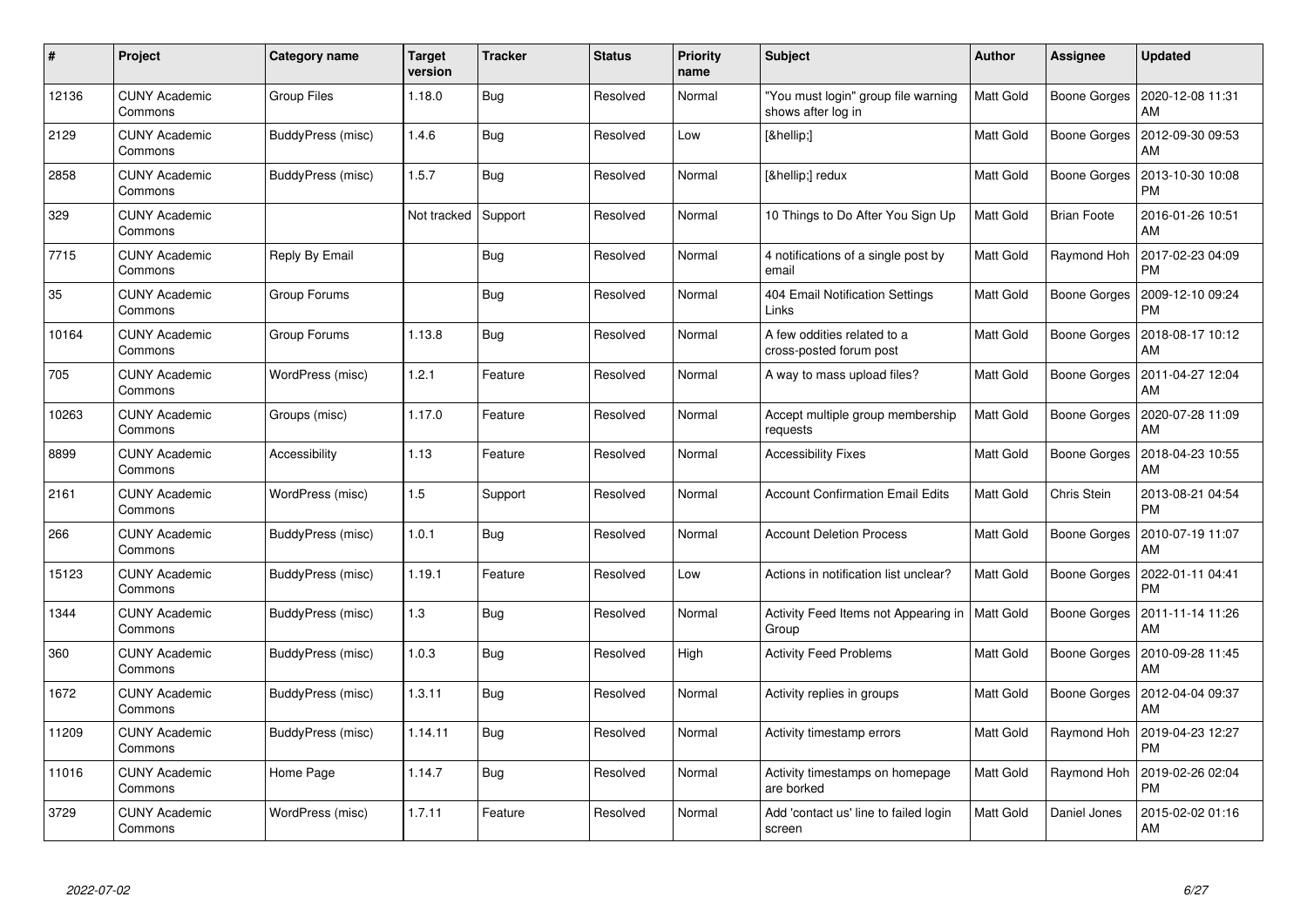| # | Project | Category name | Target version | Tracker | Status | Priority name | Subject | Author | Assignee | Updated |
|---|---|---|---|---|---|---|---|---|---|---|
| 12136 | CUNY Academic Commons | Group Files | 1.18.0 | Bug | Resolved | Normal | "You must login" group file warning shows after log in | Matt Gold | Boone Gorges | 2020-12-08 11:31 AM |
| 2129 | CUNY Academic Commons | BuddyPress (misc) | 1.4.6 | Bug | Resolved | Low | [&hellip;] | Matt Gold | Boone Gorges | 2012-09-30 09:53 AM |
| 2858 | CUNY Academic Commons | BuddyPress (misc) | 1.5.7 | Bug | Resolved | Normal | [&hellip;] redux | Matt Gold | Boone Gorges | 2013-10-30 10:08 PM |
| 329 | CUNY Academic Commons | | Not tracked | Support | Resolved | Normal | 10 Things to Do After You Sign Up | Matt Gold | Brian Foote | 2016-01-26 10:51 AM |
| 7715 | CUNY Academic Commons | Reply By Email | | Bug | Resolved | Normal | 4 notifications of a single post by email | Matt Gold | Raymond Hoh | 2017-02-23 04:09 PM |
| 35 | CUNY Academic Commons | Group Forums | | Bug | Resolved | Normal | 404 Email Notification Settings Links | Matt Gold | Boone Gorges | 2009-12-10 09:24 PM |
| 10164 | CUNY Academic Commons | Group Forums | 1.13.8 | Bug | Resolved | Normal | A few oddities related to a cross-posted forum post | Matt Gold | Boone Gorges | 2018-08-17 10:12 AM |
| 705 | CUNY Academic Commons | WordPress (misc) | 1.2.1 | Feature | Resolved | Normal | A way to mass upload files? | Matt Gold | Boone Gorges | 2011-04-27 12:04 AM |
| 10263 | CUNY Academic Commons | Groups (misc) | 1.17.0 | Feature | Resolved | Normal | Accept multiple group membership requests | Matt Gold | Boone Gorges | 2020-07-28 11:09 AM |
| 8899 | CUNY Academic Commons | Accessibility | 1.13 | Feature | Resolved | Normal | Accessibility Fixes | Matt Gold | Boone Gorges | 2018-04-23 10:55 AM |
| 2161 | CUNY Academic Commons | WordPress (misc) | 1.5 | Support | Resolved | Normal | Account Confirmation Email Edits | Matt Gold | Chris Stein | 2013-08-21 04:54 PM |
| 266 | CUNY Academic Commons | BuddyPress (misc) | 1.0.1 | Bug | Resolved | Normal | Account Deletion Process | Matt Gold | Boone Gorges | 2010-07-19 11:07 AM |
| 15123 | CUNY Academic Commons | BuddyPress (misc) | 1.19.1 | Feature | Resolved | Low | Actions in notification list unclear? | Matt Gold | Boone Gorges | 2022-01-11 04:41 PM |
| 1344 | CUNY Academic Commons | BuddyPress (misc) | 1.3 | Bug | Resolved | Normal | Activity Feed Items not Appearing in Group | Matt Gold | Boone Gorges | 2011-11-14 11:26 AM |
| 360 | CUNY Academic Commons | BuddyPress (misc) | 1.0.3 | Bug | Resolved | High | Activity Feed Problems | Matt Gold | Boone Gorges | 2010-09-28 11:45 AM |
| 1672 | CUNY Academic Commons | BuddyPress (misc) | 1.3.11 | Bug | Resolved | Normal | Activity replies in groups | Matt Gold | Boone Gorges | 2012-04-04 09:37 AM |
| 11209 | CUNY Academic Commons | BuddyPress (misc) | 1.14.11 | Bug | Resolved | Normal | Activity timestamp errors | Matt Gold | Raymond Hoh | 2019-04-23 12:27 PM |
| 11016 | CUNY Academic Commons | Home Page | 1.14.7 | Bug | Resolved | Normal | Activity timestamps on homepage are borked | Matt Gold | Raymond Hoh | 2019-02-26 02:04 PM |
| 3729 | CUNY Academic Commons | WordPress (misc) | 1.7.11 | Feature | Resolved | Normal | Add 'contact us' line to failed login screen | Matt Gold | Daniel Jones | 2015-02-02 01:16 AM |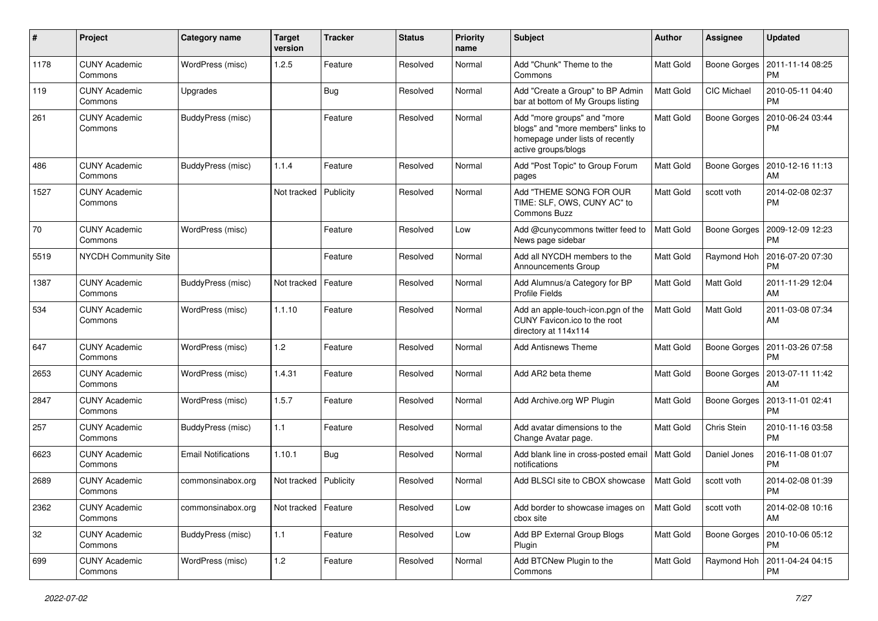| # | Project | Category name | Target version | Tracker | Status | Priority name | Subject | Author | Assignee | Updated |
|---|---|---|---|---|---|---|---|---|---|---|
| 1178 | CUNY Academic Commons | WordPress (misc) | 1.2.5 | Feature | Resolved | Normal | Add "Chunk" Theme to the Commons | Matt Gold | Boone Gorges | 2011-11-14 08:25 PM |
| 119 | CUNY Academic Commons | Upgrades | | Bug | Resolved | Normal | Add "Create a Group" to BP Admin bar at bottom of My Groups listing | Matt Gold | CIC Michael | 2010-05-11 04:40 PM |
| 261 | CUNY Academic Commons | BuddyPress (misc) | | Feature | Resolved | Normal | Add "more groups" and "more blogs" and "more members" links to homepage under lists of recently active groups/blogs | Matt Gold | Boone Gorges | 2010-06-24 03:44 PM |
| 486 | CUNY Academic Commons | BuddyPress (misc) | 1.1.4 | Feature | Resolved | Normal | Add "Post Topic" to Group Forum pages | Matt Gold | Boone Gorges | 2010-12-16 11:13 AM |
| 1527 | CUNY Academic Commons | | Not tracked | Publicity | Resolved | Normal | Add "THEME SONG FOR OUR TIME: SLF, OWS, CUNY AC" to Commons Buzz | Matt Gold | scott voth | 2014-02-08 02:37 PM |
| 70 | CUNY Academic Commons | WordPress (misc) | | Feature | Resolved | Low | Add @cunycommons twitter feed to News page sidebar | Matt Gold | Boone Gorges | 2009-12-09 12:23 PM |
| 5519 | NYCDH Community Site | | | Feature | Resolved | Normal | Add all NYCDH members to the Announcements Group | Matt Gold | Raymond Hoh | 2016-07-20 07:30 PM |
| 1387 | CUNY Academic Commons | BuddyPress (misc) | Not tracked | Feature | Resolved | Normal | Add Alumnus/a Category for BP Profile Fields | Matt Gold | Matt Gold | 2011-11-29 12:04 AM |
| 534 | CUNY Academic Commons | WordPress (misc) | 1.1.10 | Feature | Resolved | Normal | Add an apple-touch-icon.pgn of the CUNY Favicon.ico to the root directory at 114x114 | Matt Gold | Matt Gold | 2011-03-08 07:34 AM |
| 647 | CUNY Academic Commons | WordPress (misc) | 1.2 | Feature | Resolved | Normal | Add Antisnews Theme | Matt Gold | Boone Gorges | 2011-03-26 07:58 PM |
| 2653 | CUNY Academic Commons | WordPress (misc) | 1.4.31 | Feature | Resolved | Normal | Add AR2 beta theme | Matt Gold | Boone Gorges | 2013-07-11 11:42 AM |
| 2847 | CUNY Academic Commons | WordPress (misc) | 1.5.7 | Feature | Resolved | Normal | Add Archive.org WP Plugin | Matt Gold | Boone Gorges | 2013-11-01 02:41 PM |
| 257 | CUNY Academic Commons | BuddyPress (misc) | 1.1 | Feature | Resolved | Normal | Add avatar dimensions to the Change Avatar page. | Matt Gold | Chris Stein | 2010-11-16 03:58 PM |
| 6623 | CUNY Academic Commons | Email Notifications | 1.10.1 | Bug | Resolved | Normal | Add blank line in cross-posted email notifications | Matt Gold | Daniel Jones | 2016-11-08 01:07 PM |
| 2689 | CUNY Academic Commons | commonsinabox.org | Not tracked | Publicity | Resolved | Normal | Add BLSCI site to CBOX showcase | Matt Gold | scott voth | 2014-02-08 01:39 PM |
| 2362 | CUNY Academic Commons | commonsinabox.org | Not tracked | Feature | Resolved | Low | Add border to showcase images on cbox site | Matt Gold | scott voth | 2014-02-08 10:16 AM |
| 32 | CUNY Academic Commons | BuddyPress (misc) | 1.1 | Feature | Resolved | Low | Add BP External Group Blogs Plugin | Matt Gold | Boone Gorges | 2010-10-06 05:12 PM |
| 699 | CUNY Academic Commons | WordPress (misc) | 1.2 | Feature | Resolved | Normal | Add BTCNew Plugin to the Commons | Matt Gold | Raymond Hoh | 2011-04-24 04:15 PM |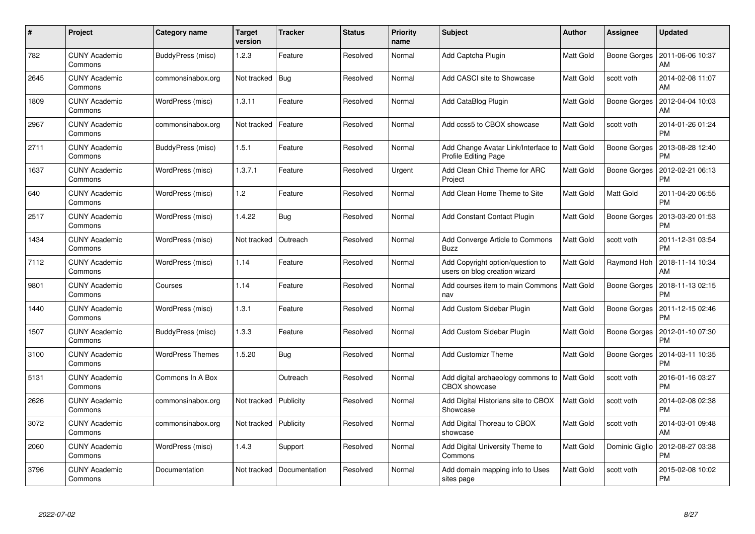| # | Project | Category name | Target version | Tracker | Status | Priority name | Subject | Author | Assignee | Updated |
|---|---|---|---|---|---|---|---|---|---|---|
| 782 | CUNY Academic Commons | BuddyPress (misc) | 1.2.3 | Feature | Resolved | Normal | Add Captcha Plugin | Matt Gold | Boone Gorges | 2011-06-06 10:37 AM |
| 2645 | CUNY Academic Commons | commonsinabox.org | Not tracked | Bug | Resolved | Normal | Add CASCI site to Showcase | Matt Gold | scott voth | 2014-02-08 11:07 AM |
| 1809 | CUNY Academic Commons | WordPress (misc) | 1.3.11 | Feature | Resolved | Normal | Add CataBlog Plugin | Matt Gold | Boone Gorges | 2012-04-04 10:03 AM |
| 2967 | CUNY Academic Commons | commonsinabox.org | Not tracked | Feature | Resolved | Normal | Add ccss5 to CBOX showcase | Matt Gold | scott voth | 2014-01-26 01:24 PM |
| 2711 | CUNY Academic Commons | BuddyPress (misc) | 1.5.1 | Feature | Resolved | Normal | Add Change Avatar Link/Interface to Profile Editing Page | Matt Gold | Boone Gorges | 2013-08-28 12:40 PM |
| 1637 | CUNY Academic Commons | WordPress (misc) | 1.3.7.1 | Feature | Resolved | Urgent | Add Clean Child Theme for ARC Project | Matt Gold | Boone Gorges | 2012-02-21 06:13 PM |
| 640 | CUNY Academic Commons | WordPress (misc) | 1.2 | Feature | Resolved | Normal | Add Clean Home Theme to Site | Matt Gold | Matt Gold | 2011-04-20 06:55 PM |
| 2517 | CUNY Academic Commons | WordPress (misc) | 1.4.22 | Bug | Resolved | Normal | Add Constant Contact Plugin | Matt Gold | Boone Gorges | 2013-03-20 01:53 PM |
| 1434 | CUNY Academic Commons | WordPress (misc) | Not tracked | Outreach | Resolved | Normal | Add Converge Article to Commons Buzz | Matt Gold | scott voth | 2011-12-31 03:54 PM |
| 7112 | CUNY Academic Commons | WordPress (misc) | 1.14 | Feature | Resolved | Normal | Add Copyright option/question to users on blog creation wizard | Matt Gold | Raymond Hoh | 2018-11-14 10:34 AM |
| 9801 | CUNY Academic Commons | Courses | 1.14 | Feature | Resolved | Normal | Add courses item to main Commons nav | Matt Gold | Boone Gorges | 2018-11-13 02:15 PM |
| 1440 | CUNY Academic Commons | WordPress (misc) | 1.3.1 | Feature | Resolved | Normal | Add Custom Sidebar Plugin | Matt Gold | Boone Gorges | 2011-12-15 02:46 PM |
| 1507 | CUNY Academic Commons | BuddyPress (misc) | 1.3.3 | Feature | Resolved | Normal | Add Custom Sidebar Plugin | Matt Gold | Boone Gorges | 2012-01-10 07:30 PM |
| 3100 | CUNY Academic Commons | WordPress Themes | 1.5.20 | Bug | Resolved | Normal | Add Customizr Theme | Matt Gold | Boone Gorges | 2014-03-11 10:35 PM |
| 5131 | CUNY Academic Commons | Commons In A Box | | Outreach | Resolved | Normal | Add digital archaeology commons to CBOX showcase | Matt Gold | scott voth | 2016-01-16 03:27 PM |
| 2626 | CUNY Academic Commons | commonsinabox.org | Not tracked | Publicity | Resolved | Normal | Add Digital Historians site to CBOX Showcase | Matt Gold | scott voth | 2014-02-08 02:38 PM |
| 3072 | CUNY Academic Commons | commonsinabox.org | Not tracked | Publicity | Resolved | Normal | Add Digital Thoreau to CBOX showcase | Matt Gold | scott voth | 2014-03-01 09:48 AM |
| 2060 | CUNY Academic Commons | WordPress (misc) | 1.4.3 | Support | Resolved | Normal | Add Digital University Theme to Commons | Matt Gold | Dominic Giglio | 2012-08-27 03:38 PM |
| 3796 | CUNY Academic Commons | Documentation | Not tracked | Documentation | Resolved | Normal | Add domain mapping info to Uses sites page | Matt Gold | scott voth | 2015-02-08 10:02 PM |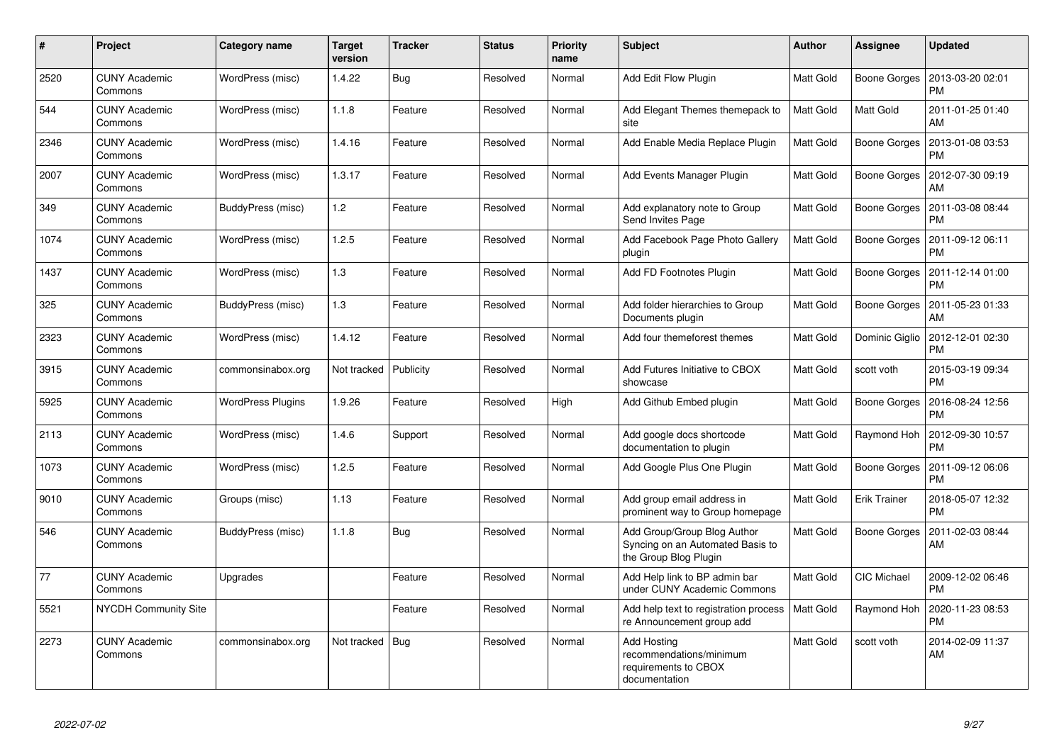| # | Project | Category name | Target version | Tracker | Status | Priority name | Subject | Author | Assignee | Updated |
|---|---|---|---|---|---|---|---|---|---|---|
| 2520 | CUNY Academic Commons | WordPress (misc) | 1.4.22 | Bug | Resolved | Normal | Add Edit Flow Plugin | Matt Gold | Boone Gorges | 2013-03-20 02:01 PM |
| 544 | CUNY Academic Commons | WordPress (misc) | 1.1.8 | Feature | Resolved | Normal | Add Elegant Themes themepack to site | Matt Gold | Matt Gold | 2011-01-25 01:40 AM |
| 2346 | CUNY Academic Commons | WordPress (misc) | 1.4.16 | Feature | Resolved | Normal | Add Enable Media Replace Plugin | Matt Gold | Boone Gorges | 2013-01-08 03:53 PM |
| 2007 | CUNY Academic Commons | WordPress (misc) | 1.3.17 | Feature | Resolved | Normal | Add Events Manager Plugin | Matt Gold | Boone Gorges | 2012-07-30 09:19 AM |
| 349 | CUNY Academic Commons | BuddyPress (misc) | 1.2 | Feature | Resolved | Normal | Add explanatory note to Group Send Invites Page | Matt Gold | Boone Gorges | 2011-03-08 08:44 PM |
| 1074 | CUNY Academic Commons | WordPress (misc) | 1.2.5 | Feature | Resolved | Normal | Add Facebook Page Photo Gallery plugin | Matt Gold | Boone Gorges | 2011-09-12 06:11 PM |
| 1437 | CUNY Academic Commons | WordPress (misc) | 1.3 | Feature | Resolved | Normal | Add FD Footnotes Plugin | Matt Gold | Boone Gorges | 2011-12-14 01:00 PM |
| 325 | CUNY Academic Commons | BuddyPress (misc) | 1.3 | Feature | Resolved | Normal | Add folder hierarchies to Group Documents plugin | Matt Gold | Boone Gorges | 2011-05-23 01:33 AM |
| 2323 | CUNY Academic Commons | WordPress (misc) | 1.4.12 | Feature | Resolved | Normal | Add four themeforest themes | Matt Gold | Dominic Giglio | 2012-12-01 02:30 PM |
| 3915 | CUNY Academic Commons | commonsinabox.org | Not tracked | Publicity | Resolved | Normal | Add Futures Initiative to CBOX showcase | Matt Gold | scott voth | 2015-03-19 09:34 PM |
| 5925 | CUNY Academic Commons | WordPress Plugins | 1.9.26 | Feature | Resolved | High | Add Github Embed plugin | Matt Gold | Boone Gorges | 2016-08-24 12:56 PM |
| 2113 | CUNY Academic Commons | WordPress (misc) | 1.4.6 | Support | Resolved | Normal | Add google docs shortcode documentation to plugin | Matt Gold | Raymond Hoh | 2012-09-30 10:57 PM |
| 1073 | CUNY Academic Commons | WordPress (misc) | 1.2.5 | Feature | Resolved | Normal | Add Google Plus One Plugin | Matt Gold | Boone Gorges | 2011-09-12 06:06 PM |
| 9010 | CUNY Academic Commons | Groups (misc) | 1.13 | Feature | Resolved | Normal | Add group email address in prominent way to Group homepage | Matt Gold | Erik Trainer | 2018-05-07 12:32 PM |
| 546 | CUNY Academic Commons | BuddyPress (misc) | 1.1.8 | Bug | Resolved | Normal | Add Group/Group Blog Author Syncing on an Automated Basis to the Group Blog Plugin | Matt Gold | Boone Gorges | 2011-02-03 08:44 AM |
| 77 | CUNY Academic Commons | Upgrades | | Feature | Resolved | Normal | Add Help link to BP admin bar under CUNY Academic Commons | Matt Gold | CIC Michael | 2009-12-02 06:46 PM |
| 5521 | NYCDH Community Site | | | Feature | Resolved | Normal | Add help text to registration process re Announcement group add | Matt Gold | Raymond Hoh | 2020-11-23 08:53 PM |
| 2273 | CUNY Academic Commons | commonsinabox.org | Not tracked | Bug | Resolved | Normal | Add Hosting recommendations/minimum requirements to CBOX documentation | Matt Gold | scott voth | 2014-02-09 11:37 AM |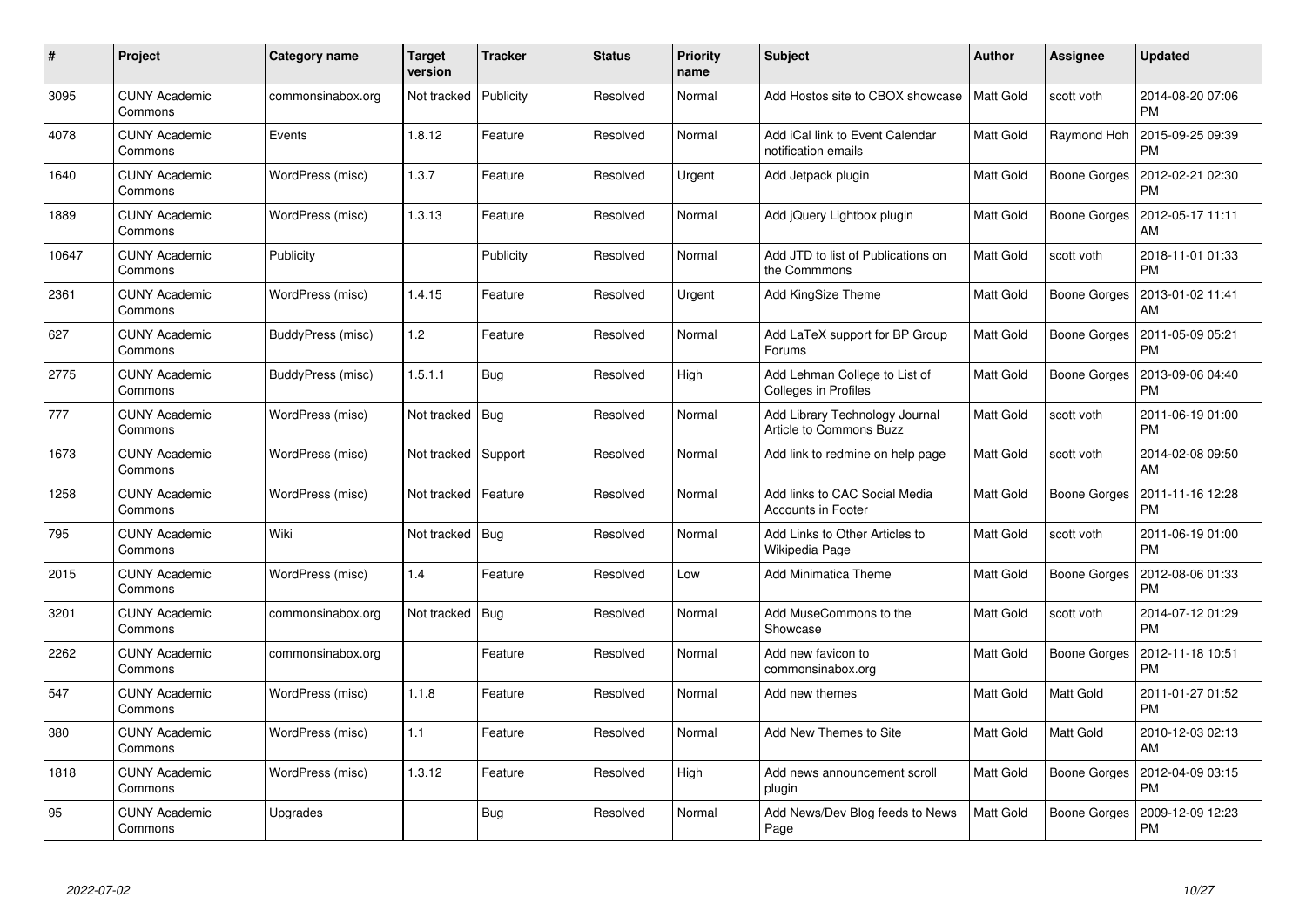| # | Project | Category name | Target version | Tracker | Status | Priority name | Subject | Author | Assignee | Updated |
|---|---|---|---|---|---|---|---|---|---|---|
| 3095 | CUNY Academic Commons | commonsinabox.org | Not tracked | Publicity | Resolved | Normal | Add Hostos site to CBOX showcase | Matt Gold | scott voth | 2014-08-20 07:06 PM |
| 4078 | CUNY Academic Commons | Events | 1.8.12 | Feature | Resolved | Normal | Add iCal link to Event Calendar notification emails | Matt Gold | Raymond Hoh | 2015-09-25 09:39 PM |
| 1640 | CUNY Academic Commons | WordPress (misc) | 1.3.7 | Feature | Resolved | Urgent | Add Jetpack plugin | Matt Gold | Boone Gorges | 2012-02-21 02:30 PM |
| 1889 | CUNY Academic Commons | WordPress (misc) | 1.3.13 | Feature | Resolved | Normal | Add jQuery Lightbox plugin | Matt Gold | Boone Gorges | 2012-05-17 11:11 AM |
| 10647 | CUNY Academic Commons | Publicity | | Publicity | Resolved | Normal | Add JTD to list of Publications on the Commmons | Matt Gold | scott voth | 2018-11-01 01:33 PM |
| 2361 | CUNY Academic Commons | WordPress (misc) | 1.4.15 | Feature | Resolved | Urgent | Add KingSize Theme | Matt Gold | Boone Gorges | 2013-01-02 11:41 AM |
| 627 | CUNY Academic Commons | BuddyPress (misc) | 1.2 | Feature | Resolved | Normal | Add LaTeX support for BP Group Forums | Matt Gold | Boone Gorges | 2011-05-09 05:21 PM |
| 2775 | CUNY Academic Commons | BuddyPress (misc) | 1.5.1.1 | Bug | Resolved | High | Add Lehman College to List of Colleges in Profiles | Matt Gold | Boone Gorges | 2013-09-06 04:40 PM |
| 777 | CUNY Academic Commons | WordPress (misc) | Not tracked | Bug | Resolved | Normal | Add Library Technology Journal Article to Commons Buzz | Matt Gold | scott voth | 2011-06-19 01:00 PM |
| 1673 | CUNY Academic Commons | WordPress (misc) | Not tracked | Support | Resolved | Normal | Add link to redmine on help page | Matt Gold | scott voth | 2014-02-08 09:50 AM |
| 1258 | CUNY Academic Commons | WordPress (misc) | Not tracked | Feature | Resolved | Normal | Add links to CAC Social Media Accounts in Footer | Matt Gold | Boone Gorges | 2011-11-16 12:28 PM |
| 795 | CUNY Academic Commons | Wiki | Not tracked | Bug | Resolved | Normal | Add Links to Other Articles to Wikipedia Page | Matt Gold | scott voth | 2011-06-19 01:00 PM |
| 2015 | CUNY Academic Commons | WordPress (misc) | 1.4 | Feature | Resolved | Low | Add Minimatica Theme | Matt Gold | Boone Gorges | 2012-08-06 01:33 PM |
| 3201 | CUNY Academic Commons | commonsinabox.org | Not tracked | Bug | Resolved | Normal | Add MuseCommons to the Showcase | Matt Gold | scott voth | 2014-07-12 01:29 PM |
| 2262 | CUNY Academic Commons | commonsinabox.org | | Feature | Resolved | Normal | Add new favicon to commonsinabox.org | Matt Gold | Boone Gorges | 2012-11-18 10:51 PM |
| 547 | CUNY Academic Commons | WordPress (misc) | 1.1.8 | Feature | Resolved | Normal | Add new themes | Matt Gold | Matt Gold | 2011-01-27 01:52 PM |
| 380 | CUNY Academic Commons | WordPress (misc) | 1.1 | Feature | Resolved | Normal | Add New Themes to Site | Matt Gold | Matt Gold | 2010-12-03 02:13 AM |
| 1818 | CUNY Academic Commons | WordPress (misc) | 1.3.12 | Feature | Resolved | High | Add news announcement scroll plugin | Matt Gold | Boone Gorges | 2012-04-09 03:15 PM |
| 95 | CUNY Academic Commons | Upgrades | | Bug | Resolved | Normal | Add News/Dev Blog feeds to News Page | Matt Gold | Boone Gorges | 2009-12-09 12:23 PM |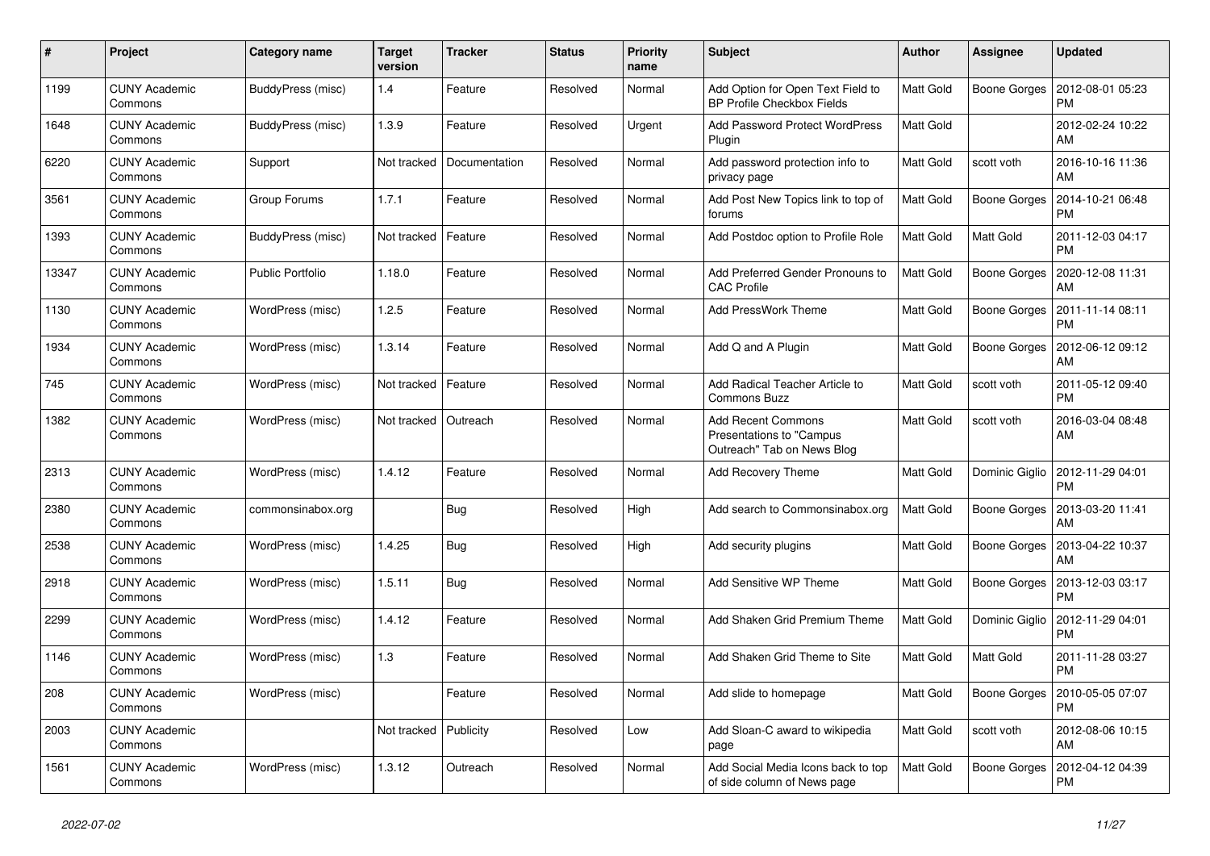| # | Project | Category name | Target version | Tracker | Status | Priority name | Subject | Author | Assignee | Updated |
|---|---|---|---|---|---|---|---|---|---|---|
| 1199 | CUNY Academic Commons | BuddyPress (misc) | 1.4 | Feature | Resolved | Normal | Add Option for Open Text Field to BP Profile Checkbox Fields | Matt Gold | Boone Gorges | 2012-08-01 05:23 PM |
| 1648 | CUNY Academic Commons | BuddyPress (misc) | 1.3.9 | Feature | Resolved | Urgent | Add Password Protect WordPress Plugin | Matt Gold | | 2012-02-24 10:22 AM |
| 6220 | CUNY Academic Commons | Support | Not tracked | Documentation | Resolved | Normal | Add password protection info to privacy page | Matt Gold | scott voth | 2016-10-16 11:36 AM |
| 3561 | CUNY Academic Commons | Group Forums | 1.7.1 | Feature | Resolved | Normal | Add Post New Topics link to top of forums | Matt Gold | Boone Gorges | 2014-10-21 06:48 PM |
| 1393 | CUNY Academic Commons | BuddyPress (misc) | Not tracked | Feature | Resolved | Normal | Add Postdoc option to Profile Role | Matt Gold | Matt Gold | 2011-12-03 04:17 PM |
| 13347 | CUNY Academic Commons | Public Portfolio | 1.18.0 | Feature | Resolved | Normal | Add Preferred Gender Pronouns to CAC Profile | Matt Gold | Boone Gorges | 2020-12-08 11:31 AM |
| 1130 | CUNY Academic Commons | WordPress (misc) | 1.2.5 | Feature | Resolved | Normal | Add PressWork Theme | Matt Gold | Boone Gorges | 2011-11-14 08:11 PM |
| 1934 | CUNY Academic Commons | WordPress (misc) | 1.3.14 | Feature | Resolved | Normal | Add Q and A Plugin | Matt Gold | Boone Gorges | 2012-06-12 09:12 AM |
| 745 | CUNY Academic Commons | WordPress (misc) | Not tracked | Feature | Resolved | Normal | Add Radical Teacher Article to Commons Buzz | Matt Gold | scott voth | 2011-05-12 09:40 PM |
| 1382 | CUNY Academic Commons | WordPress (misc) | Not tracked | Outreach | Resolved | Normal | Add Recent Commons Presentations to "Campus Outreach" Tab on News Blog | Matt Gold | scott voth | 2016-03-04 08:48 AM |
| 2313 | CUNY Academic Commons | WordPress (misc) | 1.4.12 | Feature | Resolved | Normal | Add Recovery Theme | Matt Gold | Dominic Giglio | 2012-11-29 04:01 PM |
| 2380 | CUNY Academic Commons | commonsinabox.org | | Bug | Resolved | High | Add search to Commonsinabox.org | Matt Gold | Boone Gorges | 2013-03-20 11:41 AM |
| 2538 | CUNY Academic Commons | WordPress (misc) | 1.4.25 | Bug | Resolved | High | Add security plugins | Matt Gold | Boone Gorges | 2013-04-22 10:37 AM |
| 2918 | CUNY Academic Commons | WordPress (misc) | 1.5.11 | Bug | Resolved | Normal | Add Sensitive WP Theme | Matt Gold | Boone Gorges | 2013-12-03 03:17 PM |
| 2299 | CUNY Academic Commons | WordPress (misc) | 1.4.12 | Feature | Resolved | Normal | Add Shaken Grid Premium Theme | Matt Gold | Dominic Giglio | 2012-11-29 04:01 PM |
| 1146 | CUNY Academic Commons | WordPress (misc) | 1.3 | Feature | Resolved | Normal | Add Shaken Grid Theme to Site | Matt Gold | Matt Gold | 2011-11-28 03:27 PM |
| 208 | CUNY Academic Commons | WordPress (misc) | | Feature | Resolved | Normal | Add slide to homepage | Matt Gold | Boone Gorges | 2010-05-05 07:07 PM |
| 2003 | CUNY Academic Commons | | Not tracked | Publicity | Resolved | Low | Add Sloan-C award to wikipedia page | Matt Gold | scott voth | 2012-08-06 10:15 AM |
| 1561 | CUNY Academic Commons | WordPress (misc) | 1.3.12 | Outreach | Resolved | Normal | Add Social Media Icons back to top of side column of News page | Matt Gold | Boone Gorges | 2012-04-12 04:39 PM |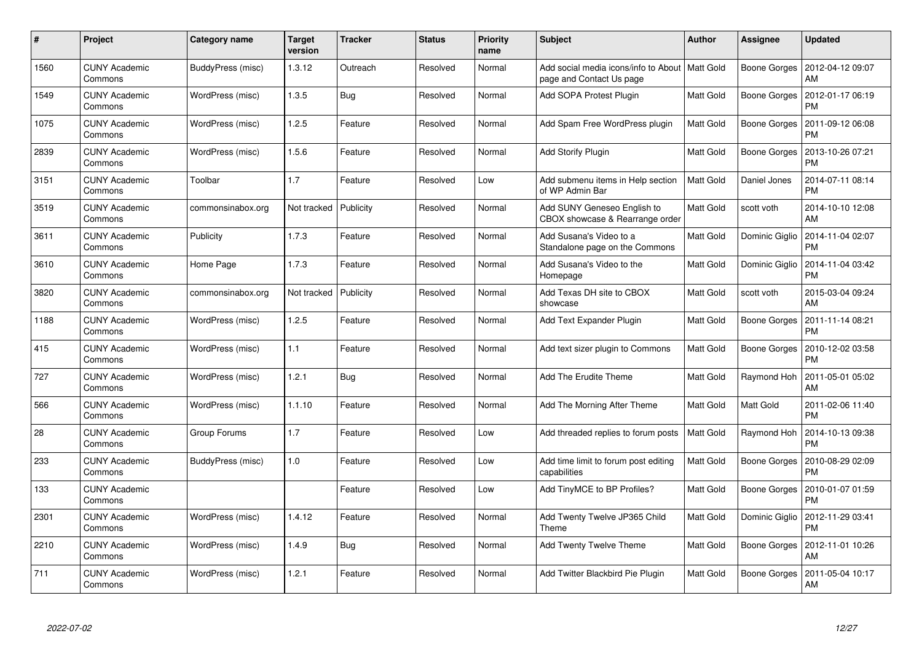| # | Project | Category name | Target version | Tracker | Status | Priority name | Subject | Author | Assignee | Updated |
|---|---|---|---|---|---|---|---|---|---|---|
| 1560 | CUNY Academic Commons | BuddyPress (misc) | 1.3.12 | Outreach | Resolved | Normal | Add social media icons/info to About page and Contact Us page | Matt Gold | Boone Gorges | 2012-04-12 09:07 AM |
| 1549 | CUNY Academic Commons | WordPress (misc) | 1.3.5 | Bug | Resolved | Normal | Add SOPA Protest Plugin | Matt Gold | Boone Gorges | 2012-01-17 06:19 PM |
| 1075 | CUNY Academic Commons | WordPress (misc) | 1.2.5 | Feature | Resolved | Normal | Add Spam Free WordPress plugin | Matt Gold | Boone Gorges | 2011-09-12 06:08 PM |
| 2839 | CUNY Academic Commons | WordPress (misc) | 1.5.6 | Feature | Resolved | Normal | Add Storify Plugin | Matt Gold | Boone Gorges | 2013-10-26 07:21 PM |
| 3151 | CUNY Academic Commons | Toolbar | 1.7 | Feature | Resolved | Low | Add submenu items in Help section of WP Admin Bar | Matt Gold | Daniel Jones | 2014-07-11 08:14 PM |
| 3519 | CUNY Academic Commons | commonsinabox.org | Not tracked | Publicity | Resolved | Normal | Add SUNY Geneseo English to CBOX showcase & Rearrange order | Matt Gold | scott voth | 2014-10-10 12:08 AM |
| 3611 | CUNY Academic Commons | Publicity | 1.7.3 | Feature | Resolved | Normal | Add Susana's Video to a Standalone page on the Commons | Matt Gold | Dominic Giglio | 2014-11-04 02:07 PM |
| 3610 | CUNY Academic Commons | Home Page | 1.7.3 | Feature | Resolved | Normal | Add Susana's Video to the Homepage | Matt Gold | Dominic Giglio | 2014-11-04 03:42 PM |
| 3820 | CUNY Academic Commons | commonsinabox.org | Not tracked | Publicity | Resolved | Normal | Add Texas DH site to CBOX showcase | Matt Gold | scott voth | 2015-03-04 09:24 AM |
| 1188 | CUNY Academic Commons | WordPress (misc) | 1.2.5 | Feature | Resolved | Normal | Add Text Expander Plugin | Matt Gold | Boone Gorges | 2011-11-14 08:21 PM |
| 415 | CUNY Academic Commons | WordPress (misc) | 1.1 | Feature | Resolved | Normal | Add text sizer plugin to Commons | Matt Gold | Boone Gorges | 2010-12-02 03:58 PM |
| 727 | CUNY Academic Commons | WordPress (misc) | 1.2.1 | Bug | Resolved | Normal | Add The Erudite Theme | Matt Gold | Raymond Hoh | 2011-05-01 05:02 AM |
| 566 | CUNY Academic Commons | WordPress (misc) | 1.1.10 | Feature | Resolved | Normal | Add The Morning After Theme | Matt Gold | Matt Gold | 2011-02-06 11:40 PM |
| 28 | CUNY Academic Commons | Group Forums | 1.7 | Feature | Resolved | Low | Add threaded replies to forum posts | Matt Gold | Raymond Hoh | 2014-10-13 09:38 PM |
| 233 | CUNY Academic Commons | BuddyPress (misc) | 1.0 | Feature | Resolved | Low | Add time limit to forum post editing capabilities | Matt Gold | Boone Gorges | 2010-08-29 02:09 PM |
| 133 | CUNY Academic Commons | | | Feature | Resolved | Low | Add TinyMCE to BP Profiles? | Matt Gold | Boone Gorges | 2010-01-07 01:59 PM |
| 2301 | CUNY Academic Commons | WordPress (misc) | 1.4.12 | Feature | Resolved | Normal | Add Twenty Twelve JP365 Child Theme | Matt Gold | Dominic Giglio | 2012-11-29 03:41 PM |
| 2210 | CUNY Academic Commons | WordPress (misc) | 1.4.9 | Bug | Resolved | Normal | Add Twenty Twelve Theme | Matt Gold | Boone Gorges | 2012-11-01 10:26 AM |
| 711 | CUNY Academic Commons | WordPress (misc) | 1.2.1 | Feature | Resolved | Normal | Add Twitter Blackbird Pie Plugin | Matt Gold | Boone Gorges | 2011-05-04 10:17 AM |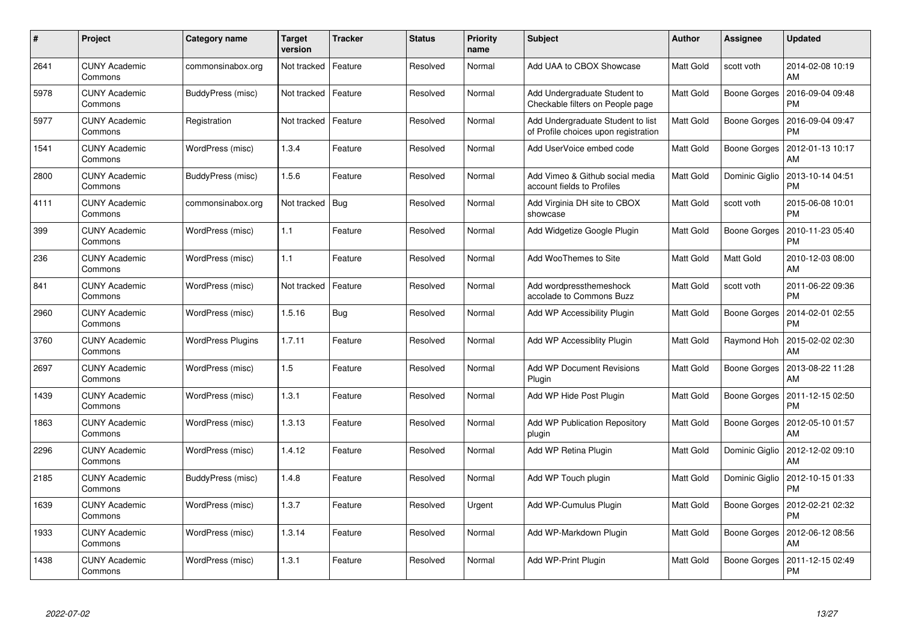| # | Project | Category name | Target version | Tracker | Status | Priority name | Subject | Author | Assignee | Updated |
|---|---|---|---|---|---|---|---|---|---|---|
| 2641 | CUNY Academic Commons | commonsinabox.org | Not tracked | Feature | Resolved | Normal | Add UAA to CBOX Showcase | Matt Gold | scott voth | 2014-02-08 10:19 AM |
| 5978 | CUNY Academic Commons | BuddyPress (misc) | Not tracked | Feature | Resolved | Normal | Add Undergraduate Student to Checkable filters on People page | Matt Gold | Boone Gorges | 2016-09-04 09:48 PM |
| 5977 | CUNY Academic Commons | Registration | Not tracked | Feature | Resolved | Normal | Add Undergraduate Student to list of Profile choices upon registration | Matt Gold | Boone Gorges | 2016-09-04 09:47 PM |
| 1541 | CUNY Academic Commons | WordPress (misc) | 1.3.4 | Feature | Resolved | Normal | Add UserVoice embed code | Matt Gold | Boone Gorges | 2012-01-13 10:17 AM |
| 2800 | CUNY Academic Commons | BuddyPress (misc) | 1.5.6 | Feature | Resolved | Normal | Add Vimeo & Github social media account fields to Profiles | Matt Gold | Dominic Giglio | 2013-10-14 04:51 PM |
| 4111 | CUNY Academic Commons | commonsinabox.org | Not tracked | Bug | Resolved | Normal | Add Virginia DH site to CBOX showcase | Matt Gold | scott voth | 2015-06-08 10:01 PM |
| 399 | CUNY Academic Commons | WordPress (misc) | 1.1 | Feature | Resolved | Normal | Add Widgetize Google Plugin | Matt Gold | Boone Gorges | 2010-11-23 05:40 PM |
| 236 | CUNY Academic Commons | WordPress (misc) | 1.1 | Feature | Resolved | Normal | Add WooThemes to Site | Matt Gold | Matt Gold | 2010-12-03 08:00 AM |
| 841 | CUNY Academic Commons | WordPress (misc) | Not tracked | Feature | Resolved | Normal | Add wordpressthemeshock accolade to Commons Buzz | Matt Gold | scott voth | 2011-06-22 09:36 PM |
| 2960 | CUNY Academic Commons | WordPress (misc) | 1.5.16 | Bug | Resolved | Normal | Add WP Accessibility Plugin | Matt Gold | Boone Gorges | 2014-02-01 02:55 PM |
| 3760 | CUNY Academic Commons | WordPress Plugins | 1.7.11 | Feature | Resolved | Normal | Add WP Accessiblity Plugin | Matt Gold | Raymond Hoh | 2015-02-02 02:30 AM |
| 2697 | CUNY Academic Commons | WordPress (misc) | 1.5 | Feature | Resolved | Normal | Add WP Document Revisions Plugin | Matt Gold | Boone Gorges | 2013-08-22 11:28 AM |
| 1439 | CUNY Academic Commons | WordPress (misc) | 1.3.1 | Feature | Resolved | Normal | Add WP Hide Post Plugin | Matt Gold | Boone Gorges | 2011-12-15 02:50 PM |
| 1863 | CUNY Academic Commons | WordPress (misc) | 1.3.13 | Feature | Resolved | Normal | Add WP Publication Repository plugin | Matt Gold | Boone Gorges | 2012-05-10 01:57 AM |
| 2296 | CUNY Academic Commons | WordPress (misc) | 1.4.12 | Feature | Resolved | Normal | Add WP Retina Plugin | Matt Gold | Dominic Giglio | 2012-12-02 09:10 AM |
| 2185 | CUNY Academic Commons | BuddyPress (misc) | 1.4.8 | Feature | Resolved | Normal | Add WP Touch plugin | Matt Gold | Dominic Giglio | 2012-10-15 01:33 PM |
| 1639 | CUNY Academic Commons | WordPress (misc) | 1.3.7 | Feature | Resolved | Urgent | Add WP-Cumulus Plugin | Matt Gold | Boone Gorges | 2012-02-21 02:32 PM |
| 1933 | CUNY Academic Commons | WordPress (misc) | 1.3.14 | Feature | Resolved | Normal | Add WP-Markdown Plugin | Matt Gold | Boone Gorges | 2012-06-12 08:56 AM |
| 1438 | CUNY Academic Commons | WordPress (misc) | 1.3.1 | Feature | Resolved | Normal | Add WP-Print Plugin | Matt Gold | Boone Gorges | 2011-12-15 02:49 PM |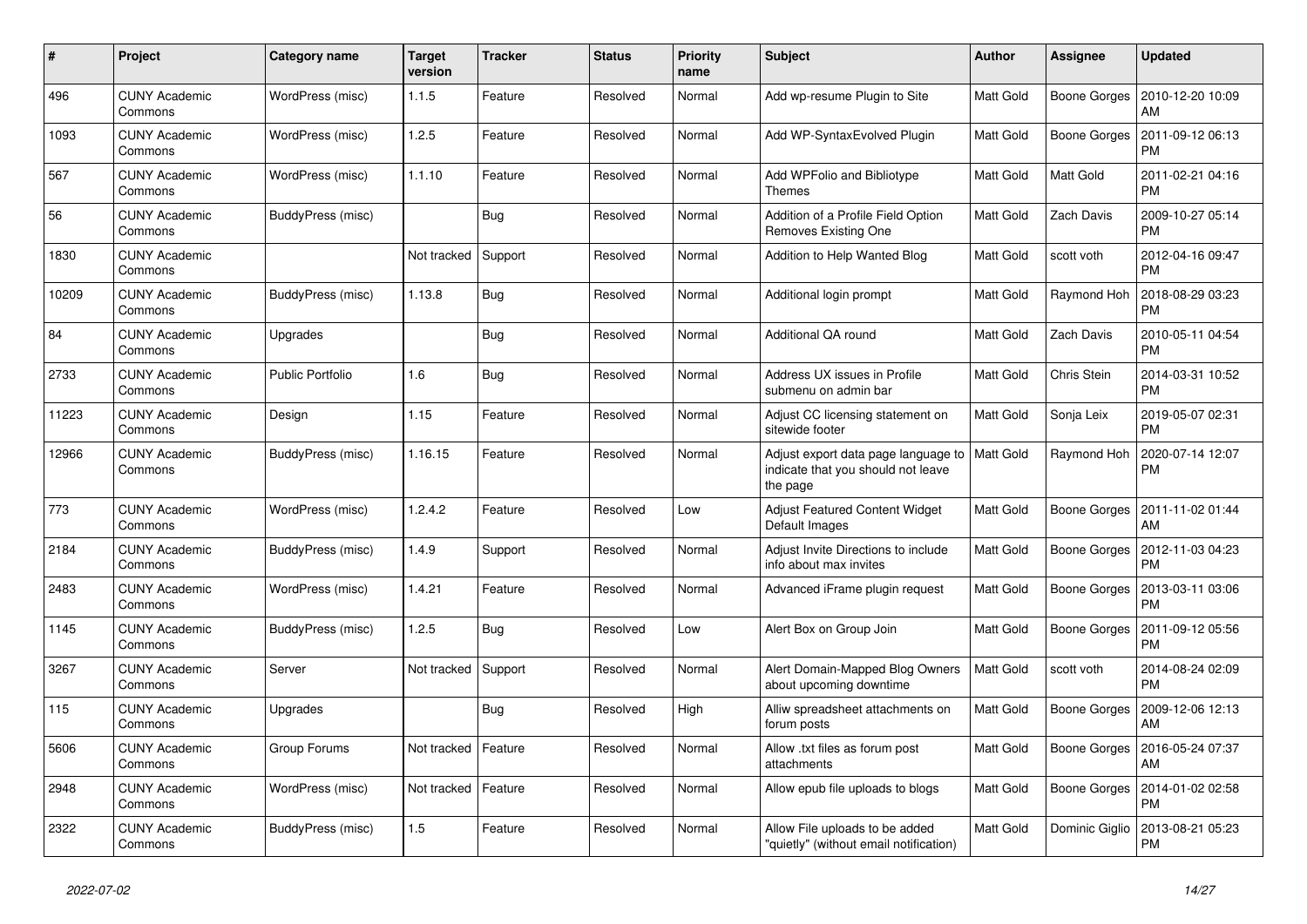| # | Project | Category name | Target version | Tracker | Status | Priority name | Subject | Author | Assignee | Updated |
|---|---|---|---|---|---|---|---|---|---|---|
| 496 | CUNY Academic Commons | WordPress (misc) | 1.1.5 | Feature | Resolved | Normal | Add wp-resume Plugin to Site | Matt Gold | Boone Gorges | 2010-12-20 10:09 AM |
| 1093 | CUNY Academic Commons | WordPress (misc) | 1.2.5 | Feature | Resolved | Normal | Add WP-SyntaxEvolved Plugin | Matt Gold | Boone Gorges | 2011-09-12 06:13 PM |
| 567 | CUNY Academic Commons | WordPress (misc) | 1.1.10 | Feature | Resolved | Normal | Add WPFolio and Bibliotype Themes | Matt Gold | Matt Gold | 2011-02-21 04:16 PM |
| 56 | CUNY Academic Commons | BuddyPress (misc) | | Bug | Resolved | Normal | Addition of a Profile Field Option Removes Existing One | Matt Gold | Zach Davis | 2009-10-27 05:14 PM |
| 1830 | CUNY Academic Commons | | Not tracked | Support | Resolved | Normal | Addition to Help Wanted Blog | Matt Gold | scott voth | 2012-04-16 09:47 PM |
| 10209 | CUNY Academic Commons | BuddyPress (misc) | 1.13.8 | Bug | Resolved | Normal | Additional login prompt | Matt Gold | Raymond Hoh | 2018-08-29 03:23 PM |
| 84 | CUNY Academic Commons | Upgrades | | Bug | Resolved | Normal | Additional QA round | Matt Gold | Zach Davis | 2010-05-11 04:54 PM |
| 2733 | CUNY Academic Commons | Public Portfolio | 1.6 | Bug | Resolved | Normal | Address UX issues in Profile submenu on admin bar | Matt Gold | Chris Stein | 2014-03-31 10:52 PM |
| 11223 | CUNY Academic Commons | Design | 1.15 | Feature | Resolved | Normal | Adjust CC licensing statement on sitewide footer | Matt Gold | Sonja Leix | 2019-05-07 02:31 PM |
| 12966 | CUNY Academic Commons | BuddyPress (misc) | 1.16.15 | Feature | Resolved | Normal | Adjust export data page language to indicate that you should not leave the page | Matt Gold | Raymond Hoh | 2020-07-14 12:07 PM |
| 773 | CUNY Academic Commons | WordPress (misc) | 1.2.4.2 | Feature | Resolved | Low | Adjust Featured Content Widget Default Images | Matt Gold | Boone Gorges | 2011-11-02 01:44 AM |
| 2184 | CUNY Academic Commons | BuddyPress (misc) | 1.4.9 | Support | Resolved | Normal | Adjust Invite Directions to include info about max invites | Matt Gold | Boone Gorges | 2012-11-03 04:23 PM |
| 2483 | CUNY Academic Commons | WordPress (misc) | 1.4.21 | Feature | Resolved | Normal | Advanced iFrame plugin request | Matt Gold | Boone Gorges | 2013-03-11 03:06 PM |
| 1145 | CUNY Academic Commons | BuddyPress (misc) | 1.2.5 | Bug | Resolved | Low | Alert Box on Group Join | Matt Gold | Boone Gorges | 2011-09-12 05:56 PM |
| 3267 | CUNY Academic Commons | Server | Not tracked | Support | Resolved | Normal | Alert Domain-Mapped Blog Owners about upcoming downtime | Matt Gold | scott voth | 2014-08-24 02:09 PM |
| 115 | CUNY Academic Commons | Upgrades | | Bug | Resolved | High | Alliw spreadsheet attachments on forum posts | Matt Gold | Boone Gorges | 2009-12-06 12:13 AM |
| 5606 | CUNY Academic Commons | Group Forums | Not tracked | Feature | Resolved | Normal | Allow .txt files as forum post attachments | Matt Gold | Boone Gorges | 2016-05-24 07:37 AM |
| 2948 | CUNY Academic Commons | WordPress (misc) | Not tracked | Feature | Resolved | Normal | Allow epub file uploads to blogs | Matt Gold | Boone Gorges | 2014-01-02 02:58 PM |
| 2322 | CUNY Academic Commons | BuddyPress (misc) | 1.5 | Feature | Resolved | Normal | Allow File uploads to be added "quietly" (without email notification) | Matt Gold | Dominic Giglio | 2013-08-21 05:23 PM |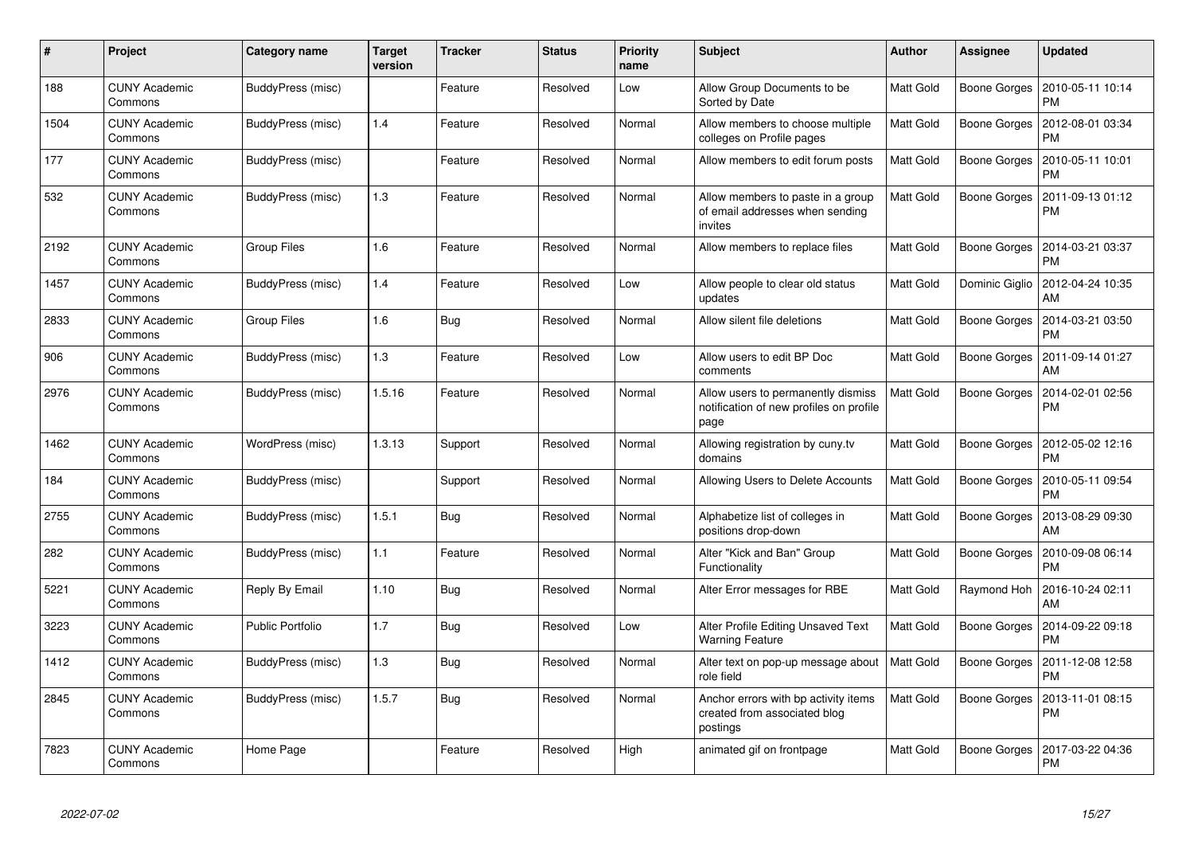| # | Project | Category name | Target version | Tracker | Status | Priority name | Subject | Author | Assignee | Updated |
|---|---|---|---|---|---|---|---|---|---|---|
| 188 | CUNY Academic Commons | BuddyPress (misc) | | Feature | Resolved | Low | Allow Group Documents to be Sorted by Date | Matt Gold | Boone Gorges | 2010-05-11 10:14 PM |
| 1504 | CUNY Academic Commons | BuddyPress (misc) | 1.4 | Feature | Resolved | Normal | Allow members to choose multiple colleges on Profile pages | Matt Gold | Boone Gorges | 2012-08-01 03:34 PM |
| 177 | CUNY Academic Commons | BuddyPress (misc) | | Feature | Resolved | Normal | Allow members to edit forum posts | Matt Gold | Boone Gorges | 2010-05-11 10:01 PM |
| 532 | CUNY Academic Commons | BuddyPress (misc) | 1.3 | Feature | Resolved | Normal | Allow members to paste in a group of email addresses when sending invites | Matt Gold | Boone Gorges | 2011-09-13 01:12 PM |
| 2192 | CUNY Academic Commons | Group Files | 1.6 | Feature | Resolved | Normal | Allow members to replace files | Matt Gold | Boone Gorges | 2014-03-21 03:37 PM |
| 1457 | CUNY Academic Commons | BuddyPress (misc) | 1.4 | Feature | Resolved | Low | Allow people to clear old status updates | Matt Gold | Dominic Giglio | 2012-04-24 10:35 AM |
| 2833 | CUNY Academic Commons | Group Files | 1.6 | Bug | Resolved | Normal | Allow silent file deletions | Matt Gold | Boone Gorges | 2014-03-21 03:50 PM |
| 906 | CUNY Academic Commons | BuddyPress (misc) | 1.3 | Feature | Resolved | Low | Allow users to edit BP Doc comments | Matt Gold | Boone Gorges | 2011-09-14 01:27 AM |
| 2976 | CUNY Academic Commons | BuddyPress (misc) | 1.5.16 | Feature | Resolved | Normal | Allow users to permanently dismiss notification of new profiles on profile page | Matt Gold | Boone Gorges | 2014-02-01 02:56 PM |
| 1462 | CUNY Academic Commons | WordPress (misc) | 1.3.13 | Support | Resolved | Normal | Allowing registration by cuny.tv domains | Matt Gold | Boone Gorges | 2012-05-02 12:16 PM |
| 184 | CUNY Academic Commons | BuddyPress (misc) | | Support | Resolved | Normal | Allowing Users to Delete Accounts | Matt Gold | Boone Gorges | 2010-05-11 09:54 PM |
| 2755 | CUNY Academic Commons | BuddyPress (misc) | 1.5.1 | Bug | Resolved | Normal | Alphabetize list of colleges in positions drop-down | Matt Gold | Boone Gorges | 2013-08-29 09:30 AM |
| 282 | CUNY Academic Commons | BuddyPress (misc) | 1.1 | Feature | Resolved | Normal | Alter "Kick and Ban" Group Functionality | Matt Gold | Boone Gorges | 2010-09-08 06:14 PM |
| 5221 | CUNY Academic Commons | Reply By Email | 1.10 | Bug | Resolved | Normal | Alter Error messages for RBE | Matt Gold | Raymond Hoh | 2016-10-24 02:11 AM |
| 3223 | CUNY Academic Commons | Public Portfolio | 1.7 | Bug | Resolved | Low | Alter Profile Editing Unsaved Text Warning Feature | Matt Gold | Boone Gorges | 2014-09-22 09:18 PM |
| 1412 | CUNY Academic Commons | BuddyPress (misc) | 1.3 | Bug | Resolved | Normal | Alter text on pop-up message about role field | Matt Gold | Boone Gorges | 2011-12-08 12:58 PM |
| 2845 | CUNY Academic Commons | BuddyPress (misc) | 1.5.7 | Bug | Resolved | Normal | Anchor errors with bp activity items created from associated blog postings | Matt Gold | Boone Gorges | 2013-11-01 08:15 PM |
| 7823 | CUNY Academic Commons | Home Page | | Feature | Resolved | High | animated gif on frontpage | Matt Gold | Boone Gorges | 2017-03-22 04:36 PM |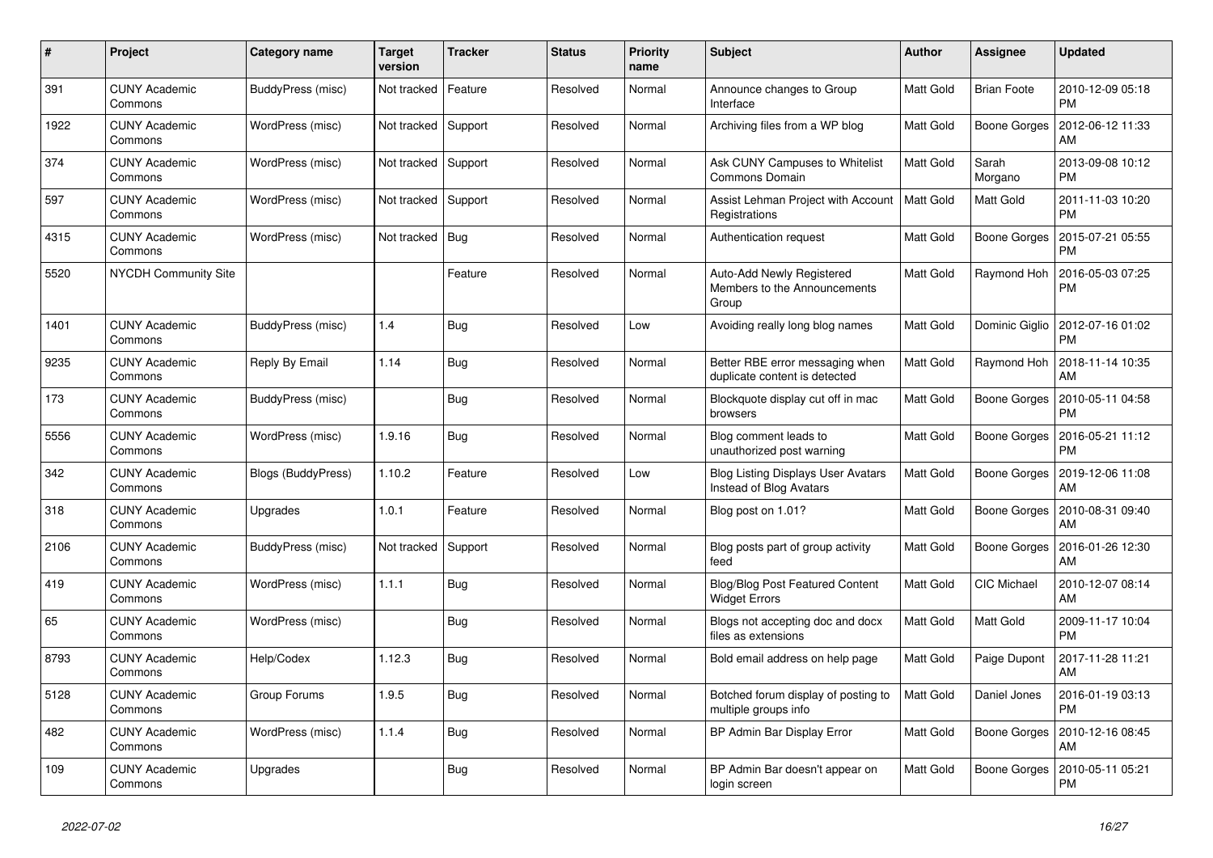| # | Project | Category name | Target version | Tracker | Status | Priority name | Subject | Author | Assignee | Updated |
|---|---|---|---|---|---|---|---|---|---|---|
| 391 | CUNY Academic Commons | BuddyPress (misc) | Not tracked | Feature | Resolved | Normal | Announce changes to Group Interface | Matt Gold | Brian Foote | 2010-12-09 05:18 PM |
| 1922 | CUNY Academic Commons | WordPress (misc) | Not tracked | Support | Resolved | Normal | Archiving files from a WP blog | Matt Gold | Boone Gorges | 2012-06-12 11:33 AM |
| 374 | CUNY Academic Commons | WordPress (misc) | Not tracked | Support | Resolved | Normal | Ask CUNY Campuses to Whitelist Commons Domain | Matt Gold | Sarah Morgano | 2013-09-08 10:12 PM |
| 597 | CUNY Academic Commons | WordPress (misc) | Not tracked | Support | Resolved | Normal | Assist Lehman Project with Account Registrations | Matt Gold | Matt Gold | 2011-11-03 10:20 PM |
| 4315 | CUNY Academic Commons | WordPress (misc) | Not tracked | Bug | Resolved | Normal | Authentication request | Matt Gold | Boone Gorges | 2015-07-21 05:55 PM |
| 5520 | NYCDH Community Site | | | Feature | Resolved | Normal | Auto-Add Newly Registered Members to the Announcements Group | Matt Gold | Raymond Hoh | 2016-05-03 07:25 PM |
| 1401 | CUNY Academic Commons | BuddyPress (misc) | 1.4 | Bug | Resolved | Low | Avoiding really long blog names | Matt Gold | Dominic Giglio | 2012-07-16 01:02 PM |
| 9235 | CUNY Academic Commons | Reply By Email | 1.14 | Bug | Resolved | Normal | Better RBE error messaging when duplicate content is detected | Matt Gold | Raymond Hoh | 2018-11-14 10:35 AM |
| 173 | CUNY Academic Commons | BuddyPress (misc) | | Bug | Resolved | Normal | Blockquote display cut off in mac browsers | Matt Gold | Boone Gorges | 2010-05-11 04:58 PM |
| 5556 | CUNY Academic Commons | WordPress (misc) | 1.9.16 | Bug | Resolved | Normal | Blog comment leads to unauthorized post warning | Matt Gold | Boone Gorges | 2016-05-21 11:12 PM |
| 342 | CUNY Academic Commons | Blogs (BuddyPress) | 1.10.2 | Feature | Resolved | Low | Blog Listing Displays User Avatars Instead of Blog Avatars | Matt Gold | Boone Gorges | 2019-12-06 11:08 AM |
| 318 | CUNY Academic Commons | Upgrades | 1.0.1 | Feature | Resolved | Normal | Blog post on 1.01? | Matt Gold | Boone Gorges | 2010-08-31 09:40 AM |
| 2106 | CUNY Academic Commons | BuddyPress (misc) | Not tracked | Support | Resolved | Normal | Blog posts part of group activity feed | Matt Gold | Boone Gorges | 2016-01-26 12:30 AM |
| 419 | CUNY Academic Commons | WordPress (misc) | 1.1.1 | Bug | Resolved | Normal | Blog/Blog Post Featured Content Widget Errors | Matt Gold | CIC Michael | 2010-12-07 08:14 AM |
| 65 | CUNY Academic Commons | WordPress (misc) | | Bug | Resolved | Normal | Blogs not accepting doc and docx files as extensions | Matt Gold | Matt Gold | 2009-11-17 10:04 PM |
| 8793 | CUNY Academic Commons | Help/Codex | 1.12.3 | Bug | Resolved | Normal | Bold email address on help page | Matt Gold | Paige Dupont | 2017-11-28 11:21 AM |
| 5128 | CUNY Academic Commons | Group Forums | 1.9.5 | Bug | Resolved | Normal | Botched forum display of posting to multiple groups info | Matt Gold | Daniel Jones | 2016-01-19 03:13 PM |
| 482 | CUNY Academic Commons | WordPress (misc) | 1.1.4 | Bug | Resolved | Normal | BP Admin Bar Display Error | Matt Gold | Boone Gorges | 2010-12-16 08:45 AM |
| 109 | CUNY Academic Commons | Upgrades | | Bug | Resolved | Normal | BP Admin Bar doesn't appear on login screen | Matt Gold | Boone Gorges | 2010-05-11 05:21 PM |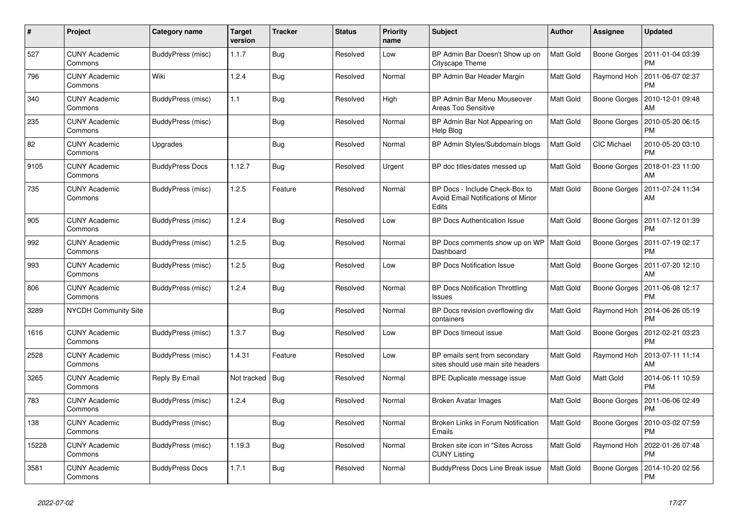| # | Project | Category name | Target version | Tracker | Status | Priority name | Subject | Author | Assignee | Updated |
|---|---|---|---|---|---|---|---|---|---|---|
| 527 | CUNY Academic Commons | BuddyPress (misc) | 1.1.7 | Bug | Resolved | Low | BP Admin Bar Doesn't Show up on Cityscape Theme | Matt Gold | Boone Gorges | 2011-01-04 03:39 PM |
| 796 | CUNY Academic Commons | Wiki | 1.2.4 | Bug | Resolved | Normal | BP Admin Bar Header Margin | Matt Gold | Raymond Hoh | 2011-06-07 02:37 PM |
| 340 | CUNY Academic Commons | BuddyPress (misc) | 1.1 | Bug | Resolved | High | BP Admin Bar Menu Mouseover Areas Too Sensitive | Matt Gold | Boone Gorges | 2010-12-01 09:48 AM |
| 235 | CUNY Academic Commons | BuddyPress (misc) | | Bug | Resolved | Normal | BP Admin Bar Not Appearing on Help Blog | Matt Gold | Boone Gorges | 2010-05-20 06:15 PM |
| 82 | CUNY Academic Commons | Upgrades | | Bug | Resolved | Normal | BP Admin Styles/Subdomain blogs | Matt Gold | CIC Michael | 2010-05-20 03:10 PM |
| 9105 | CUNY Academic Commons | BuddyPress Docs | 1.12.7 | Bug | Resolved | Urgent | BP doc titles/dates messed up | Matt Gold | Boone Gorges | 2018-01-23 11:00 AM |
| 735 | CUNY Academic Commons | BuddyPress (misc) | 1.2.5 | Feature | Resolved | Normal | BP Docs - Include Check-Box to Avoid Email Notifications of Minor Edits | Matt Gold | Boone Gorges | 2011-07-24 11:34 AM |
| 905 | CUNY Academic Commons | BuddyPress (misc) | 1.2.4 | Bug | Resolved | Low | BP Docs Authentication Issue | Matt Gold | Boone Gorges | 2011-07-12 01:39 PM |
| 992 | CUNY Academic Commons | BuddyPress (misc) | 1.2.5 | Bug | Resolved | Normal | BP Docs comments show up on WP Dashboard | Matt Gold | Boone Gorges | 2011-07-19 02:17 PM |
| 993 | CUNY Academic Commons | BuddyPress (misc) | 1.2.5 | Bug | Resolved | Low | BP Docs Notification Issue | Matt Gold | Boone Gorges | 2011-07-20 12:10 AM |
| 806 | CUNY Academic Commons | BuddyPress (misc) | 1.2.4 | Bug | Resolved | Normal | BP Docs Notification Throttling Issues | Matt Gold | Boone Gorges | 2011-06-08 12:17 PM |
| 3289 | NYCDH Community Site | | | Bug | Resolved | Normal | BP Docs revision overflowing div containers | Matt Gold | Raymond Hoh | 2014-06-26 05:19 PM |
| 1616 | CUNY Academic Commons | BuddyPress (misc) | 1.3.7 | Bug | Resolved | Low | BP Docs timeout issue | Matt Gold | Boone Gorges | 2012-02-21 03:23 PM |
| 2528 | CUNY Academic Commons | BuddyPress (misc) | 1.4.31 | Feature | Resolved | Low | BP emails sent from secondary sites should use main site headers | Matt Gold | Raymond Hoh | 2013-07-11 11:14 AM |
| 3265 | CUNY Academic Commons | Reply By Email | Not tracked | Bug | Resolved | Normal | BPE Duplicate message issue | Matt Gold | Matt Gold | 2014-06-11 10:59 PM |
| 783 | CUNY Academic Commons | BuddyPress (misc) | 1.2.4 | Bug | Resolved | Normal | Broken Avatar Images | Matt Gold | Boone Gorges | 2011-06-06 02:49 PM |
| 138 | CUNY Academic Commons | BuddyPress (misc) | | Bug | Resolved | Normal | Broken Links in Forum Notification Emails | Matt Gold | Boone Gorges | 2010-03-02 07:59 PM |
| 15228 | CUNY Academic Commons | BuddyPress (misc) | 1.19.3 | Bug | Resolved | Normal | Broken site icon in "Sites Across CUNY Listing | Matt Gold | Raymond Hoh | 2022-01-26 07:48 PM |
| 3581 | CUNY Academic Commons | BuddyPress Docs | 1.7.1 | Bug | Resolved | Normal | BuddyPress Docs Line Break issue | Matt Gold | Boone Gorges | 2014-10-20 02:56 PM |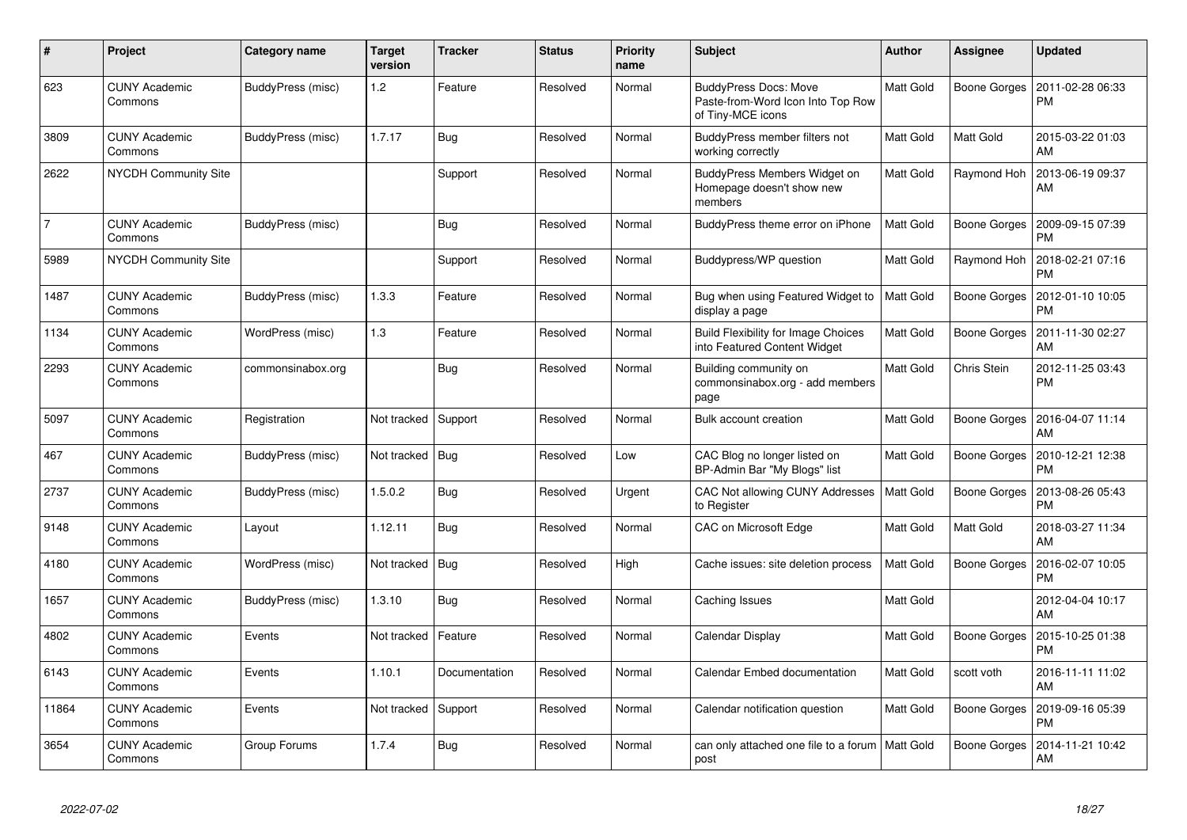| # | Project | Category name | Target version | Tracker | Status | Priority name | Subject | Author | Assignee | Updated |
|---|---|---|---|---|---|---|---|---|---|---|
| 623 | CUNY Academic Commons | BuddyPress (misc) | 1.2 | Feature | Resolved | Normal | BuddyPress Docs: Move Paste-from-Word Icon Into Top Row of Tiny-MCE icons | Matt Gold | Boone Gorges | 2011-02-28 06:33 PM |
| 3809 | CUNY Academic Commons | BuddyPress (misc) | 1.7.17 | Bug | Resolved | Normal | BuddyPress member filters not working correctly | Matt Gold | Matt Gold | 2015-03-22 01:03 AM |
| 2622 | NYCDH Community Site | | | Support | Resolved | Normal | BuddyPress Members Widget on Homepage doesn't show new members | Matt Gold | Raymond Hoh | 2013-06-19 09:37 AM |
| 7 | CUNY Academic Commons | BuddyPress (misc) | | Bug | Resolved | Normal | BuddyPress theme error on iPhone | Matt Gold | Boone Gorges | 2009-09-15 07:39 PM |
| 5989 | NYCDH Community Site | | | Support | Resolved | Normal | Buddypress/WP question | Matt Gold | Raymond Hoh | 2018-02-21 07:16 PM |
| 1487 | CUNY Academic Commons | BuddyPress (misc) | 1.3.3 | Feature | Resolved | Normal | Bug when using Featured Widget to display a page | Matt Gold | Boone Gorges | 2012-01-10 10:05 PM |
| 1134 | CUNY Academic Commons | WordPress (misc) | 1.3 | Feature | Resolved | Normal | Build Flexibility for Image Choices into Featured Content Widget | Matt Gold | Boone Gorges | 2011-11-30 02:27 AM |
| 2293 | CUNY Academic Commons | commonsinabox.org | | Bug | Resolved | Normal | Building community on commonsinabox.org - add members page | Matt Gold | Chris Stein | 2012-11-25 03:43 PM |
| 5097 | CUNY Academic Commons | Registration | Not tracked | Support | Resolved | Normal | Bulk account creation | Matt Gold | Boone Gorges | 2016-04-07 11:14 AM |
| 467 | CUNY Academic Commons | BuddyPress (misc) | Not tracked | Bug | Resolved | Low | CAC Blog no longer listed on BP-Admin Bar "My Blogs" list | Matt Gold | Boone Gorges | 2010-12-21 12:38 PM |
| 2737 | CUNY Academic Commons | BuddyPress (misc) | 1.5.0.2 | Bug | Resolved | Urgent | CAC Not allowing CUNY Addresses to Register | Matt Gold | Boone Gorges | 2013-08-26 05:43 PM |
| 9148 | CUNY Academic Commons | Layout | 1.12.11 | Bug | Resolved | Normal | CAC on Microsoft Edge | Matt Gold | Matt Gold | 2018-03-27 11:34 AM |
| 4180 | CUNY Academic Commons | WordPress (misc) | Not tracked | Bug | Resolved | High | Cache issues: site deletion process | Matt Gold | Boone Gorges | 2016-02-07 10:05 PM |
| 1657 | CUNY Academic Commons | BuddyPress (misc) | 1.3.10 | Bug | Resolved | Normal | Caching Issues | Matt Gold | | 2012-04-04 10:17 AM |
| 4802 | CUNY Academic Commons | Events | Not tracked | Feature | Resolved | Normal | Calendar Display | Matt Gold | Boone Gorges | 2015-10-25 01:38 PM |
| 6143 | CUNY Academic Commons | Events | 1.10.1 | Documentation | Resolved | Normal | Calendar Embed documentation | Matt Gold | scott voth | 2016-11-11 11:02 AM |
| 11864 | CUNY Academic Commons | Events | Not tracked | Support | Resolved | Normal | Calendar notification question | Matt Gold | Boone Gorges | 2019-09-16 05:39 PM |
| 3654 | CUNY Academic Commons | Group Forums | 1.7.4 | Bug | Resolved | Normal | can only attached one file to a forum post | Matt Gold | Boone Gorges | 2014-11-21 10:42 AM |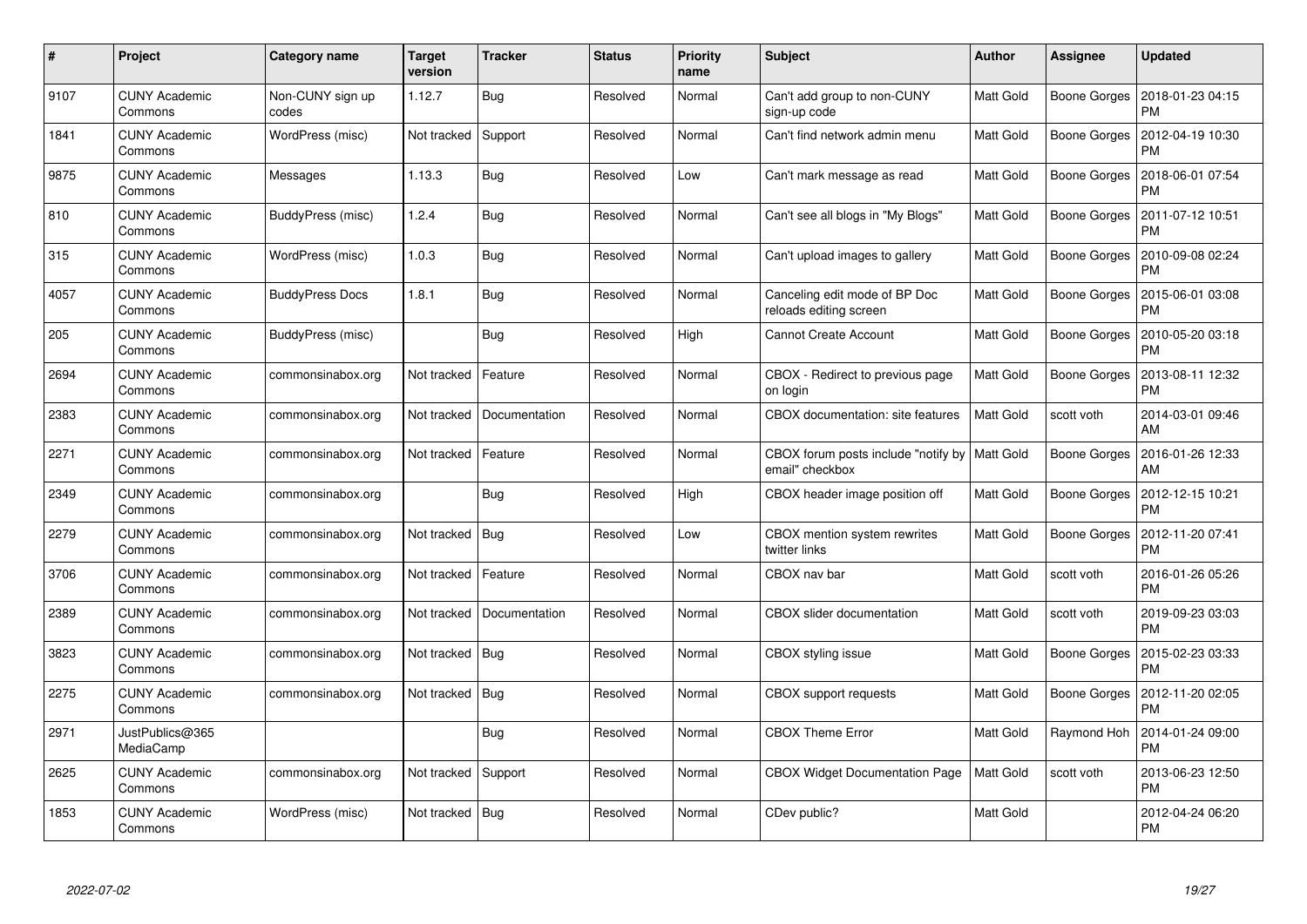| # | Project | Category name | Target version | Tracker | Status | Priority name | Subject | Author | Assignee | Updated |
|---|---|---|---|---|---|---|---|---|---|---|
| 9107 | CUNY Academic Commons | Non-CUNY sign up codes | 1.12.7 | Bug | Resolved | Normal | Can't add group to non-CUNY sign-up code | Matt Gold | Boone Gorges | 2018-01-23 04:15 PM |
| 1841 | CUNY Academic Commons | WordPress (misc) | Not tracked | Support | Resolved | Normal | Can't find network admin menu | Matt Gold | Boone Gorges | 2012-04-19 10:30 PM |
| 9875 | CUNY Academic Commons | Messages | 1.13.3 | Bug | Resolved | Low | Can't mark message as read | Matt Gold | Boone Gorges | 2018-06-01 07:54 PM |
| 810 | CUNY Academic Commons | BuddyPress (misc) | 1.2.4 | Bug | Resolved | Normal | Can't see all blogs in "My Blogs" | Matt Gold | Boone Gorges | 2011-07-12 10:51 PM |
| 315 | CUNY Academic Commons | WordPress (misc) | 1.0.3 | Bug | Resolved | Normal | Can't upload images to gallery | Matt Gold | Boone Gorges | 2010-09-08 02:24 PM |
| 4057 | CUNY Academic Commons | BuddyPress Docs | 1.8.1 | Bug | Resolved | Normal | Canceling edit mode of BP Doc reloads editing screen | Matt Gold | Boone Gorges | 2015-06-01 03:08 PM |
| 205 | CUNY Academic Commons | BuddyPress (misc) | | Bug | Resolved | High | Cannot Create Account | Matt Gold | Boone Gorges | 2010-05-20 03:18 PM |
| 2694 | CUNY Academic Commons | commonsinabox.org | Not tracked | Feature | Resolved | Normal | CBOX - Redirect to previous page on login | Matt Gold | Boone Gorges | 2013-08-11 12:32 PM |
| 2383 | CUNY Academic Commons | commonsinabox.org | Not tracked | Documentation | Resolved | Normal | CBOX documentation: site features | Matt Gold | scott voth | 2014-03-01 09:46 AM |
| 2271 | CUNY Academic Commons | commonsinabox.org | Not tracked | Feature | Resolved | Normal | CBOX forum posts include "notify by email" checkbox | Matt Gold | Boone Gorges | 2016-01-26 12:33 AM |
| 2349 | CUNY Academic Commons | commonsinabox.org | | Bug | Resolved | High | CBOX header image position off | Matt Gold | Boone Gorges | 2012-12-15 10:21 PM |
| 2279 | CUNY Academic Commons | commonsinabox.org | Not tracked | Bug | Resolved | Low | CBOX mention system rewrites twitter links | Matt Gold | Boone Gorges | 2012-11-20 07:41 PM |
| 3706 | CUNY Academic Commons | commonsinabox.org | Not tracked | Feature | Resolved | Normal | CBOX nav bar | Matt Gold | scott voth | 2016-01-26 05:26 PM |
| 2389 | CUNY Academic Commons | commonsinabox.org | Not tracked | Documentation | Resolved | Normal | CBOX slider documentation | Matt Gold | scott voth | 2019-09-23 03:03 PM |
| 3823 | CUNY Academic Commons | commonsinabox.org | Not tracked | Bug | Resolved | Normal | CBOX styling issue | Matt Gold | Boone Gorges | 2015-02-23 03:33 PM |
| 2275 | CUNY Academic Commons | commonsinabox.org | Not tracked | Bug | Resolved | Normal | CBOX support requests | Matt Gold | Boone Gorges | 2012-11-20 02:05 PM |
| 2971 | JustPublics@365 MediaCamp | | | Bug | Resolved | Normal | CBOX Theme Error | Matt Gold | Raymond Hoh | 2014-01-24 09:00 PM |
| 2625 | CUNY Academic Commons | commonsinabox.org | Not tracked | Support | Resolved | Normal | CBOX Widget Documentation Page | Matt Gold | scott voth | 2013-06-23 12:50 PM |
| 1853 | CUNY Academic Commons | WordPress (misc) | Not tracked | Bug | Resolved | Normal | CDev public? | Matt Gold | | 2012-04-24 06:20 PM |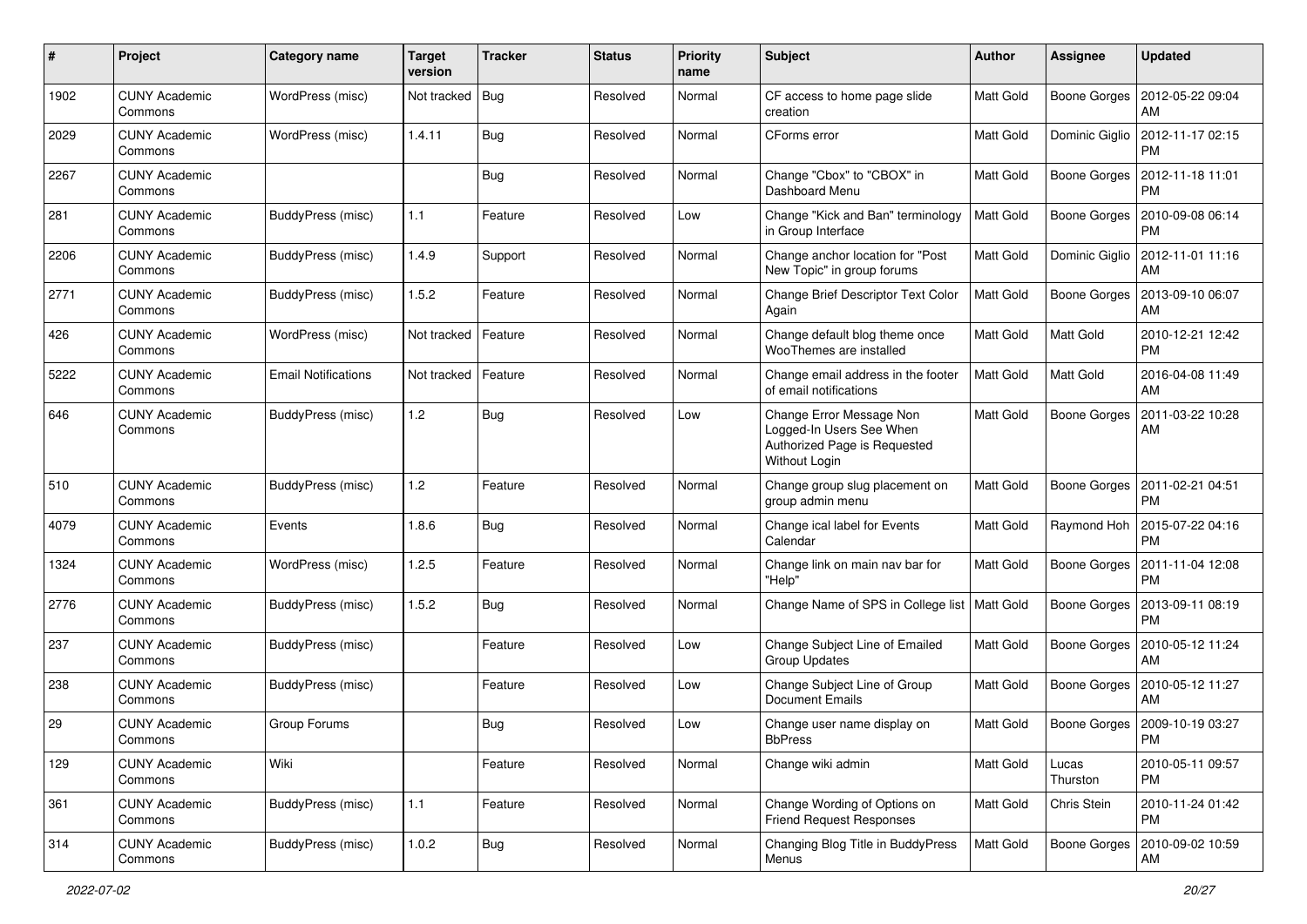| # | Project | Category name | Target version | Tracker | Status | Priority name | Subject | Author | Assignee | Updated |
|---|---|---|---|---|---|---|---|---|---|---|
| 1902 | CUNY Academic Commons | WordPress (misc) | Not tracked | Bug | Resolved | Normal | CF access to home page slide creation | Matt Gold | Boone Gorges | 2012-05-22 09:04 AM |
| 2029 | CUNY Academic Commons | WordPress (misc) | 1.4.11 | Bug | Resolved | Normal | CForms error | Matt Gold | Dominic Giglio | 2012-11-17 02:15 PM |
| 2267 | CUNY Academic Commons | | | Bug | Resolved | Normal | Change "Cbox" to "CBOX" in Dashboard Menu | Matt Gold | Boone Gorges | 2012-11-18 11:01 PM |
| 281 | CUNY Academic Commons | BuddyPress (misc) | 1.1 | Feature | Resolved | Low | Change "Kick and Ban" terminology in Group Interface | Matt Gold | Boone Gorges | 2010-09-08 06:14 PM |
| 2206 | CUNY Academic Commons | BuddyPress (misc) | 1.4.9 | Support | Resolved | Normal | Change anchor location for "Post New Topic" in group forums | Matt Gold | Dominic Giglio | 2012-11-01 11:16 AM |
| 2771 | CUNY Academic Commons | BuddyPress (misc) | 1.5.2 | Feature | Resolved | Normal | Change Brief Descriptor Text Color Again | Matt Gold | Boone Gorges | 2013-09-10 06:07 AM |
| 426 | CUNY Academic Commons | WordPress (misc) | Not tracked | Feature | Resolved | Normal | Change default blog theme once WooThemes are installed | Matt Gold | Matt Gold | 2010-12-21 12:42 PM |
| 5222 | CUNY Academic Commons | Email Notifications | Not tracked | Feature | Resolved | Normal | Change email address in the footer of email notifications | Matt Gold | Matt Gold | 2016-04-08 11:49 AM |
| 646 | CUNY Academic Commons | BuddyPress (misc) | 1.2 | Bug | Resolved | Low | Change Error Message Non Logged-In Users See When Authorized Page is Requested Without Login | Matt Gold | Boone Gorges | 2011-03-22 10:28 AM |
| 510 | CUNY Academic Commons | BuddyPress (misc) | 1.2 | Feature | Resolved | Normal | Change group slug placement on group admin menu | Matt Gold | Boone Gorges | 2011-02-21 04:51 PM |
| 4079 | CUNY Academic Commons | Events | 1.8.6 | Bug | Resolved | Normal | Change ical label for Events Calendar | Matt Gold | Raymond Hoh | 2015-07-22 04:16 PM |
| 1324 | CUNY Academic Commons | WordPress (misc) | 1.2.5 | Feature | Resolved | Normal | Change link on main nav bar for "Help" | Matt Gold | Boone Gorges | 2011-11-04 12:08 PM |
| 2776 | CUNY Academic Commons | BuddyPress (misc) | 1.5.2 | Bug | Resolved | Normal | Change Name of SPS in College list | Matt Gold | Boone Gorges | 2013-09-11 08:19 PM |
| 237 | CUNY Academic Commons | BuddyPress (misc) | | Feature | Resolved | Low | Change Subject Line of Emailed Group Updates | Matt Gold | Boone Gorges | 2010-05-12 11:24 AM |
| 238 | CUNY Academic Commons | BuddyPress (misc) | | Feature | Resolved | Low | Change Subject Line of Group Document Emails | Matt Gold | Boone Gorges | 2010-05-12 11:27 AM |
| 29 | CUNY Academic Commons | Group Forums | | Bug | Resolved | Low | Change user name display on BbPress | Matt Gold | Boone Gorges | 2009-10-19 03:27 PM |
| 129 | CUNY Academic Commons | Wiki | | Feature | Resolved | Normal | Change wiki admin | Matt Gold | Lucas Thurston | 2010-05-11 09:57 PM |
| 361 | CUNY Academic Commons | BuddyPress (misc) | 1.1 | Feature | Resolved | Normal | Change Wording of Options on Friend Request Responses | Matt Gold | Chris Stein | 2010-11-24 01:42 PM |
| 314 | CUNY Academic Commons | BuddyPress (misc) | 1.0.2 | Bug | Resolved | Normal | Changing Blog Title in BuddyPress Menus | Matt Gold | Boone Gorges | 2010-09-02 10:59 AM |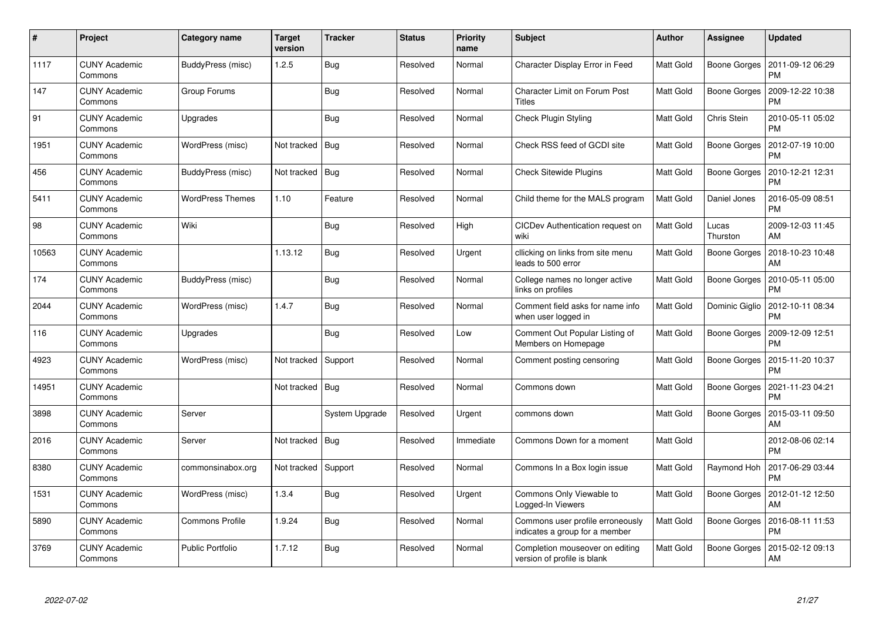| # | Project | Category name | Target version | Tracker | Status | Priority name | Subject | Author | Assignee | Updated |
|---|---|---|---|---|---|---|---|---|---|---|
| 1117 | CUNY Academic Commons | BuddyPress (misc) | 1.2.5 | Bug | Resolved | Normal | Character Display Error in Feed | Matt Gold | Boone Gorges | 2011-09-12 06:29 PM |
| 147 | CUNY Academic Commons | Group Forums | | Bug | Resolved | Normal | Character Limit on Forum Post Titles | Matt Gold | Boone Gorges | 2009-12-22 10:38 PM |
| 91 | CUNY Academic Commons | Upgrades | | Bug | Resolved | Normal | Check Plugin Styling | Matt Gold | Chris Stein | 2010-05-11 05:02 PM |
| 1951 | CUNY Academic Commons | WordPress (misc) | Not tracked | Bug | Resolved | Normal | Check RSS feed of GCDI site | Matt Gold | Boone Gorges | 2012-07-19 10:00 PM |
| 456 | CUNY Academic Commons | BuddyPress (misc) | Not tracked | Bug | Resolved | Normal | Check Sitewide Plugins | Matt Gold | Boone Gorges | 2010-12-21 12:31 PM |
| 5411 | CUNY Academic Commons | WordPress Themes | 1.10 | Feature | Resolved | Normal | Child theme for the MALS program | Matt Gold | Daniel Jones | 2016-05-09 08:51 PM |
| 98 | CUNY Academic Commons | Wiki | | Bug | Resolved | High | CICDev Authentication request on wiki | Matt Gold | Lucas Thurston | 2009-12-03 11:45 AM |
| 10563 | CUNY Academic Commons | | 1.13.12 | Bug | Resolved | Urgent | cllicking on links from site menu leads to 500 error | Matt Gold | Boone Gorges | 2018-10-23 10:48 AM |
| 174 | CUNY Academic Commons | BuddyPress (misc) | | Bug | Resolved | Normal | College names no longer active links on profiles | Matt Gold | Boone Gorges | 2010-05-11 05:00 PM |
| 2044 | CUNY Academic Commons | WordPress (misc) | 1.4.7 | Bug | Resolved | Normal | Comment field asks for name info when user logged in | Matt Gold | Dominic Giglio | 2012-10-11 08:34 PM |
| 116 | CUNY Academic Commons | Upgrades | | Bug | Resolved | Low | Comment Out Popular Listing of Members on Homepage | Matt Gold | Boone Gorges | 2009-12-09 12:51 PM |
| 4923 | CUNY Academic Commons | WordPress (misc) | Not tracked | Support | Resolved | Normal | Comment posting censoring | Matt Gold | Boone Gorges | 2015-11-20 10:37 PM |
| 14951 | CUNY Academic Commons | | Not tracked | Bug | Resolved | Normal | Commons down | Matt Gold | Boone Gorges | 2021-11-23 04:21 PM |
| 3898 | CUNY Academic Commons | Server | | System Upgrade | Resolved | Urgent | commons down | Matt Gold | Boone Gorges | 2015-03-11 09:50 AM |
| 2016 | CUNY Academic Commons | Server | Not tracked | Bug | Resolved | Immediate | Commons Down for a moment | Matt Gold | | 2012-08-06 02:14 PM |
| 8380 | CUNY Academic Commons | commonsinabox.org | Not tracked | Support | Resolved | Normal | Commons In a Box login issue | Matt Gold | Raymond Hoh | 2017-06-29 03:44 PM |
| 1531 | CUNY Academic Commons | WordPress (misc) | 1.3.4 | Bug | Resolved | Urgent | Commons Only Viewable to Logged-In Viewers | Matt Gold | Boone Gorges | 2012-01-12 12:50 AM |
| 5890 | CUNY Academic Commons | Commons Profile | 1.9.24 | Bug | Resolved | Normal | Commons user profile erroneously indicates a group for a member | Matt Gold | Boone Gorges | 2016-08-11 11:53 PM |
| 3769 | CUNY Academic Commons | Public Portfolio | 1.7.12 | Bug | Resolved | Normal | Completion mouseover on editing version of profile is blank | Matt Gold | Boone Gorges | 2015-02-12 09:13 AM |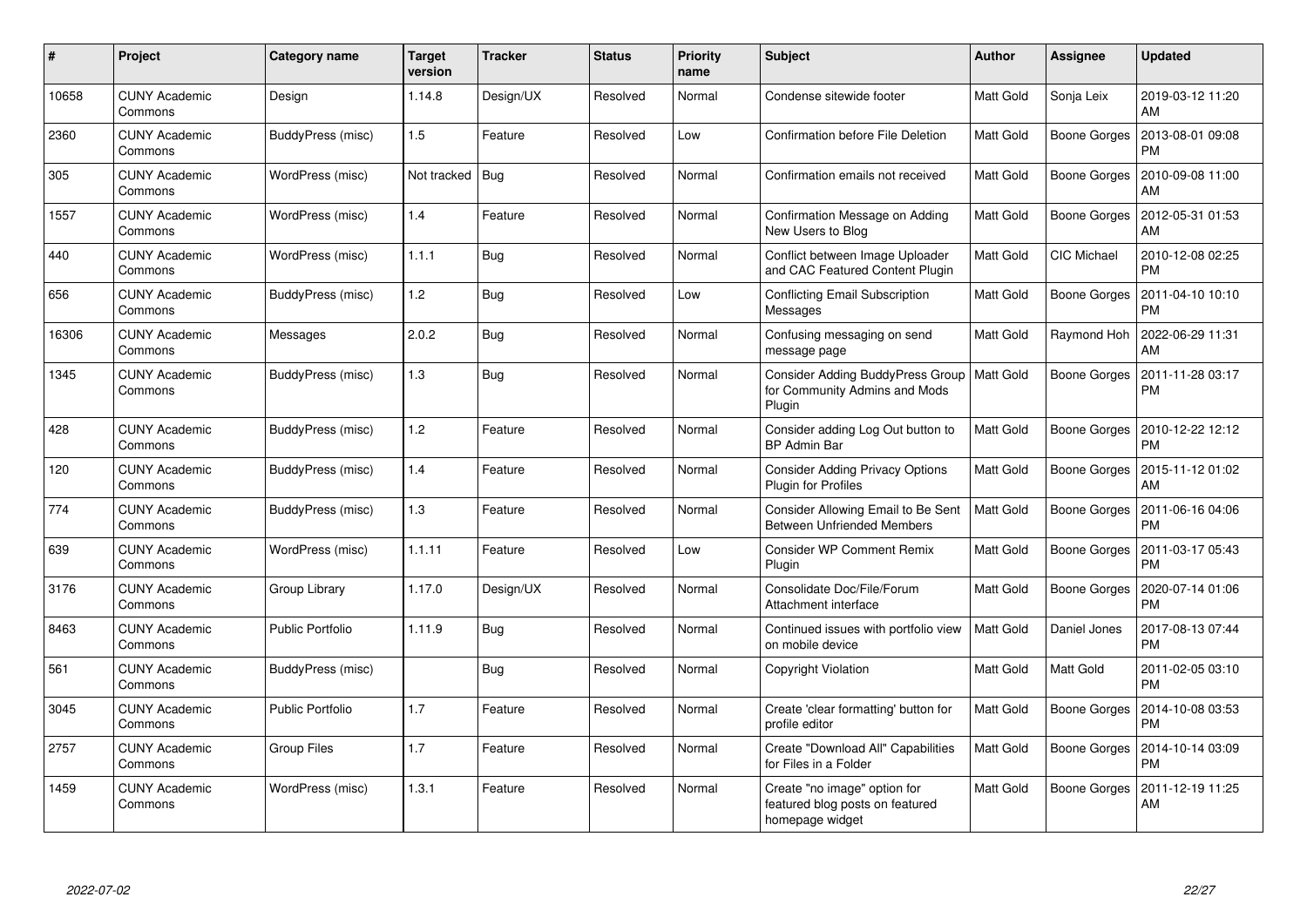| # | Project | Category name | Target version | Tracker | Status | Priority name | Subject | Author | Assignee | Updated |
|---|---|---|---|---|---|---|---|---|---|---|
| 10658 | CUNY Academic Commons | Design | 1.14.8 | Design/UX | Resolved | Normal | Condense sitewide footer | Matt Gold | Sonja Leix | 2019-03-12 11:20 AM |
| 2360 | CUNY Academic Commons | BuddyPress (misc) | 1.5 | Feature | Resolved | Low | Confirmation before File Deletion | Matt Gold | Boone Gorges | 2013-08-01 09:08 PM |
| 305 | CUNY Academic Commons | WordPress (misc) | Not tracked | Bug | Resolved | Normal | Confirmation emails not received | Matt Gold | Boone Gorges | 2010-09-08 11:00 AM |
| 1557 | CUNY Academic Commons | WordPress (misc) | 1.4 | Feature | Resolved | Normal | Confirmation Message on Adding New Users to Blog | Matt Gold | Boone Gorges | 2012-05-31 01:53 AM |
| 440 | CUNY Academic Commons | WordPress (misc) | 1.1.1 | Bug | Resolved | Normal | Conflict between Image Uploader and CAC Featured Content Plugin | Matt Gold | CIC Michael | 2010-12-08 02:25 PM |
| 656 | CUNY Academic Commons | BuddyPress (misc) | 1.2 | Bug | Resolved | Low | Conflicting Email Subscription Messages | Matt Gold | Boone Gorges | 2011-04-10 10:10 PM |
| 16306 | CUNY Academic Commons | Messages | 2.0.2 | Bug | Resolved | Normal | Confusing messaging on send message page | Matt Gold | Raymond Hoh | 2022-06-29 11:31 AM |
| 1345 | CUNY Academic Commons | BuddyPress (misc) | 1.3 | Bug | Resolved | Normal | Consider Adding BuddyPress Group for Community Admins and Mods Plugin | Matt Gold | Boone Gorges | 2011-11-28 03:17 PM |
| 428 | CUNY Academic Commons | BuddyPress (misc) | 1.2 | Feature | Resolved | Normal | Consider adding Log Out button to BP Admin Bar | Matt Gold | Boone Gorges | 2010-12-22 12:12 PM |
| 120 | CUNY Academic Commons | BuddyPress (misc) | 1.4 | Feature | Resolved | Normal | Consider Adding Privacy Options Plugin for Profiles | Matt Gold | Boone Gorges | 2015-11-12 01:02 AM |
| 774 | CUNY Academic Commons | BuddyPress (misc) | 1.3 | Feature | Resolved | Normal | Consider Allowing Email to Be Sent Between Unfriended Members | Matt Gold | Boone Gorges | 2011-06-16 04:06 PM |
| 639 | CUNY Academic Commons | WordPress (misc) | 1.1.11 | Feature | Resolved | Low | Consider WP Comment Remix Plugin | Matt Gold | Boone Gorges | 2011-03-17 05:43 PM |
| 3176 | CUNY Academic Commons | Group Library | 1.17.0 | Design/UX | Resolved | Normal | Consolidate Doc/File/Forum Attachment interface | Matt Gold | Boone Gorges | 2020-07-14 01:06 PM |
| 8463 | CUNY Academic Commons | Public Portfolio | 1.11.9 | Bug | Resolved | Normal | Continued issues with portfolio view on mobile device | Matt Gold | Daniel Jones | 2017-08-13 07:44 PM |
| 561 | CUNY Academic Commons | BuddyPress (misc) | | Bug | Resolved | Normal | Copyright Violation | Matt Gold | Matt Gold | 2011-02-05 03:10 PM |
| 3045 | CUNY Academic Commons | Public Portfolio | 1.7 | Feature | Resolved | Normal | Create 'clear formatting' button for profile editor | Matt Gold | Boone Gorges | 2014-10-08 03:53 PM |
| 2757 | CUNY Academic Commons | Group Files | 1.7 | Feature | Resolved | Normal | Create "Download All" Capabilities for Files in a Folder | Matt Gold | Boone Gorges | 2014-10-14 03:09 PM |
| 1459 | CUNY Academic Commons | WordPress (misc) | 1.3.1 | Feature | Resolved | Normal | Create "no image" option for featured blog posts on featured homepage widget | Matt Gold | Boone Gorges | 2011-12-19 11:25 AM |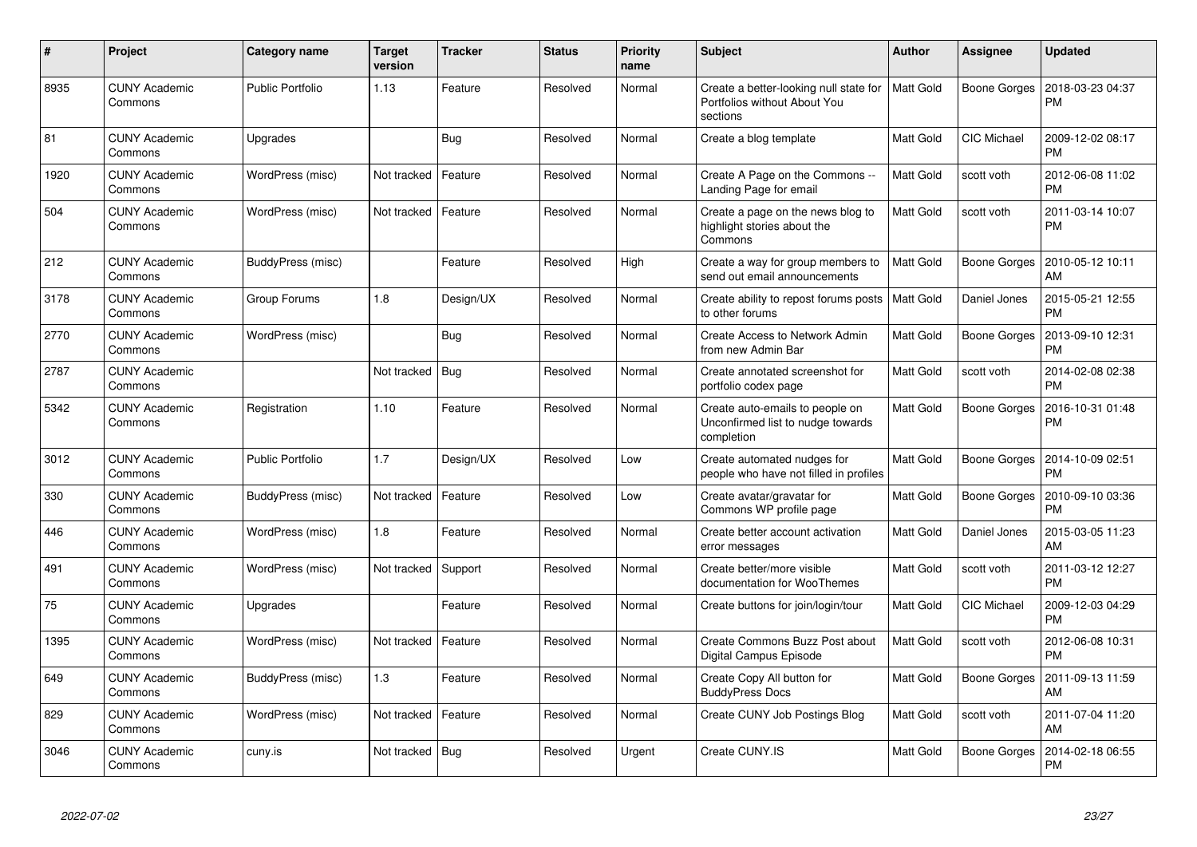| # | Project | Category name | Target version | Tracker | Status | Priority name | Subject | Author | Assignee | Updated |
|---|---|---|---|---|---|---|---|---|---|---|
| 8935 | CUNY Academic Commons | Public Portfolio | 1.13 | Feature | Resolved | Normal | Create a better-looking null state for Portfolios without About You sections | Matt Gold | Boone Gorges | 2018-03-23 04:37 PM |
| 81 | CUNY Academic Commons | Upgrades | | Bug | Resolved | Normal | Create a blog template | Matt Gold | CIC Michael | 2009-12-02 08:17 PM |
| 1920 | CUNY Academic Commons | WordPress (misc) | Not tracked | Feature | Resolved | Normal | Create A Page on the Commons -- Landing Page for email | Matt Gold | scott voth | 2012-06-08 11:02 PM |
| 504 | CUNY Academic Commons | WordPress (misc) | Not tracked | Feature | Resolved | Normal | Create a page on the news blog to highlight stories about the Commons | Matt Gold | scott voth | 2011-03-14 10:07 PM |
| 212 | CUNY Academic Commons | BuddyPress (misc) | | Feature | Resolved | High | Create a way for group members to send out email announcements | Matt Gold | Boone Gorges | 2010-05-12 10:11 AM |
| 3178 | CUNY Academic Commons | Group Forums | 1.8 | Design/UX | Resolved | Normal | Create ability to repost forums posts to other forums | Matt Gold | Daniel Jones | 2015-05-21 12:55 PM |
| 2770 | CUNY Academic Commons | WordPress (misc) | | Bug | Resolved | Normal | Create Access to Network Admin from new Admin Bar | Matt Gold | Boone Gorges | 2013-09-10 12:31 PM |
| 2787 | CUNY Academic Commons | | Not tracked | Bug | Resolved | Normal | Create annotated screenshot for portfolio codex page | Matt Gold | scott voth | 2014-02-08 02:38 PM |
| 5342 | CUNY Academic Commons | Registration | 1.10 | Feature | Resolved | Normal | Create auto-emails to people on Unconfirmed list to nudge towards completion | Matt Gold | Boone Gorges | 2016-10-31 01:48 PM |
| 3012 | CUNY Academic Commons | Public Portfolio | 1.7 | Design/UX | Resolved | Low | Create automated nudges for people who have not filled in profiles | Matt Gold | Boone Gorges | 2014-10-09 02:51 PM |
| 330 | CUNY Academic Commons | BuddyPress (misc) | Not tracked | Feature | Resolved | Low | Create avatar/gravatar for Commons WP profile page | Matt Gold | Boone Gorges | 2010-09-10 03:36 PM |
| 446 | CUNY Academic Commons | WordPress (misc) | 1.8 | Feature | Resolved | Normal | Create better account activation error messages | Matt Gold | Daniel Jones | 2015-03-05 11:23 AM |
| 491 | CUNY Academic Commons | WordPress (misc) | Not tracked | Support | Resolved | Normal | Create better/more visible documentation for WooThemes | Matt Gold | scott voth | 2011-03-12 12:27 PM |
| 75 | CUNY Academic Commons | Upgrades | | Feature | Resolved | Normal | Create buttons for join/login/tour | Matt Gold | CIC Michael | 2009-12-03 04:29 PM |
| 1395 | CUNY Academic Commons | WordPress (misc) | Not tracked | Feature | Resolved | Normal | Create Commons Buzz Post about Digital Campus Episode | Matt Gold | scott voth | 2012-06-08 10:31 PM |
| 649 | CUNY Academic Commons | BuddyPress (misc) | 1.3 | Feature | Resolved | Normal | Create Copy All button for BuddyPress Docs | Matt Gold | Boone Gorges | 2011-09-13 11:59 AM |
| 829 | CUNY Academic Commons | WordPress (misc) | Not tracked | Feature | Resolved | Normal | Create CUNY Job Postings Blog | Matt Gold | scott voth | 2011-07-04 11:20 AM |
| 3046 | CUNY Academic Commons | cuny.is | Not tracked | Bug | Resolved | Urgent | Create CUNY.IS | Matt Gold | Boone Gorges | 2014-02-18 06:55 PM |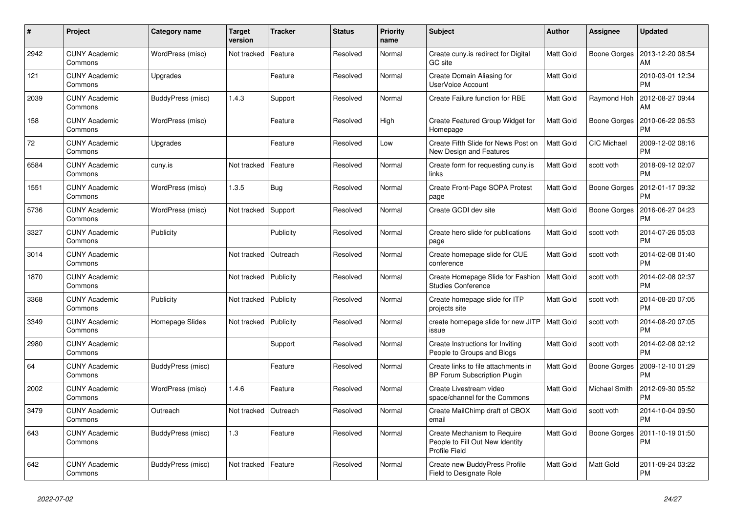| # | Project | Category name | Target version | Tracker | Status | Priority name | Subject | Author | Assignee | Updated |
|---|---|---|---|---|---|---|---|---|---|---|
| 2942 | CUNY Academic Commons | WordPress (misc) | Not tracked | Feature | Resolved | Normal | Create cuny.is redirect for Digital GC site | Matt Gold | Boone Gorges | 2013-12-20 08:54 AM |
| 121 | CUNY Academic Commons | Upgrades | | Feature | Resolved | Normal | Create Domain Aliasing for UserVoice Account | Matt Gold | | 2010-03-01 12:34 PM |
| 2039 | CUNY Academic Commons | BuddyPress (misc) | 1.4.3 | Support | Resolved | Normal | Create Failure function for RBE | Matt Gold | Raymond Hoh | 2012-08-27 09:44 AM |
| 158 | CUNY Academic Commons | WordPress (misc) | | Feature | Resolved | High | Create Featured Group Widget for Homepage | Matt Gold | Boone Gorges | 2010-06-22 06:53 PM |
| 72 | CUNY Academic Commons | Upgrades | | Feature | Resolved | Low | Create Fifth Slide for News Post on New Design and Features | Matt Gold | CIC Michael | 2009-12-02 08:16 PM |
| 6584 | CUNY Academic Commons | cuny.is | Not tracked | Feature | Resolved | Normal | Create form for requesting cuny.is links | Matt Gold | scott voth | 2018-09-12 02:07 PM |
| 1551 | CUNY Academic Commons | WordPress (misc) | 1.3.5 | Bug | Resolved | Normal | Create Front-Page SOPA Protest page | Matt Gold | Boone Gorges | 2012-01-17 09:32 PM |
| 5736 | CUNY Academic Commons | WordPress (misc) | Not tracked | Support | Resolved | Normal | Create GCDI dev site | Matt Gold | Boone Gorges | 2016-06-27 04:23 PM |
| 3327 | CUNY Academic Commons | Publicity | | Publicity | Resolved | Normal | Create hero slide for publications page | Matt Gold | scott voth | 2014-07-26 05:03 PM |
| 3014 | CUNY Academic Commons | | Not tracked | Outreach | Resolved | Normal | Create homepage slide for CUE conference | Matt Gold | scott voth | 2014-02-08 01:40 PM |
| 1870 | CUNY Academic Commons | | Not tracked | Publicity | Resolved | Normal | Create Homepage Slide for Fashion Studies Conference | Matt Gold | scott voth | 2014-02-08 02:37 PM |
| 3368 | CUNY Academic Commons | Publicity | Not tracked | Publicity | Resolved | Normal | Create homepage slide for ITP projects site | Matt Gold | scott voth | 2014-08-20 07:05 PM |
| 3349 | CUNY Academic Commons | Homepage Slides | Not tracked | Publicity | Resolved | Normal | create homepage slide for new JITP issue | Matt Gold | scott voth | 2014-08-20 07:05 PM |
| 2980 | CUNY Academic Commons | | | Support | Resolved | Normal | Create Instructions for Inviting People to Groups and Blogs | Matt Gold | scott voth | 2014-02-08 02:12 PM |
| 64 | CUNY Academic Commons | BuddyPress (misc) | | Feature | Resolved | Normal | Create links to file attachments in BP Forum Subscription Plugin | Matt Gold | Boone Gorges | 2009-12-10 01:29 PM |
| 2002 | CUNY Academic Commons | WordPress (misc) | 1.4.6 | Feature | Resolved | Normal | Create Livestream video space/channel for the Commons | Matt Gold | Michael Smith | 2012-09-30 05:52 PM |
| 3479 | CUNY Academic Commons | Outreach | Not tracked | Outreach | Resolved | Normal | Create MailChimp draft of CBOX email | Matt Gold | scott voth | 2014-10-04 09:50 PM |
| 643 | CUNY Academic Commons | BuddyPress (misc) | 1.3 | Feature | Resolved | Normal | Create Mechanism to Require People to Fill Out New Identity Profile Field | Matt Gold | Boone Gorges | 2011-10-19 01:50 PM |
| 642 | CUNY Academic Commons | BuddyPress (misc) | Not tracked | Feature | Resolved | Normal | Create new BuddyPress Profile Field to Designate Role | Matt Gold | Matt Gold | 2011-09-24 03:22 PM |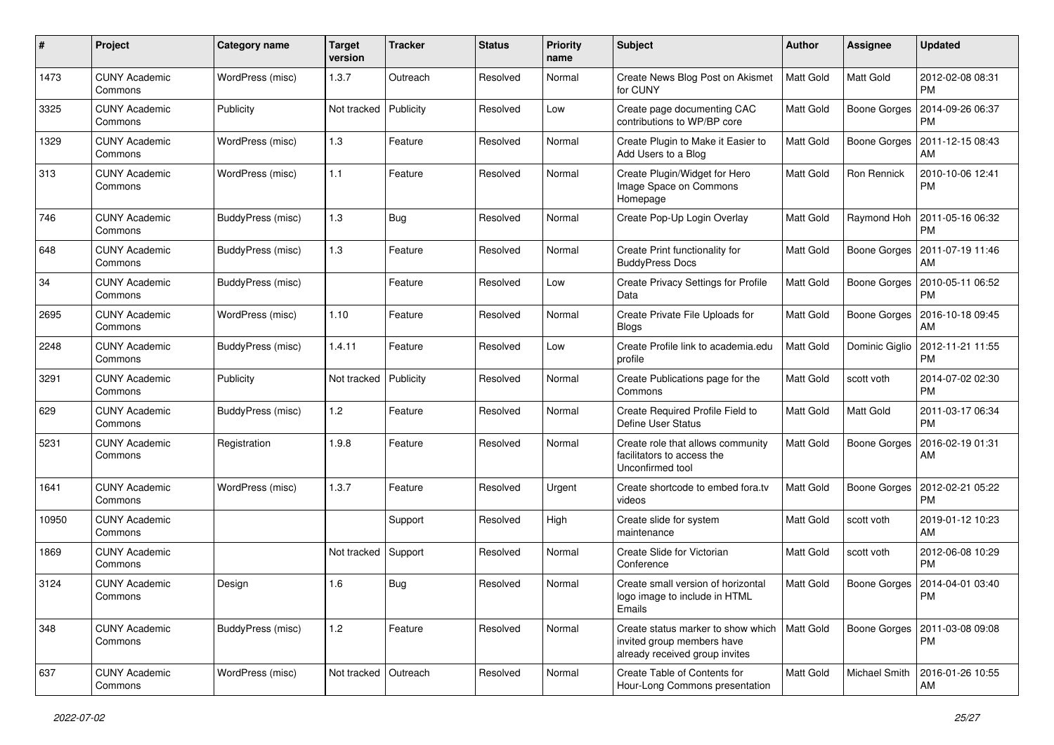| # | Project | Category name | Target version | Tracker | Status | Priority name | Subject | Author | Assignee | Updated |
|---|---|---|---|---|---|---|---|---|---|---|
| 1473 | CUNY Academic Commons | WordPress (misc) | 1.3.7 | Outreach | Resolved | Normal | Create News Blog Post on Akismet for CUNY | Matt Gold | Matt Gold | 2012-02-08 08:31 PM |
| 3325 | CUNY Academic Commons | Publicity | Not tracked | Publicity | Resolved | Low | Create page documenting CAC contributions to WP/BP core | Matt Gold | Boone Gorges | 2014-09-26 06:37 PM |
| 1329 | CUNY Academic Commons | WordPress (misc) | 1.3 | Feature | Resolved | Normal | Create Plugin to Make it Easier to Add Users to a Blog | Matt Gold | Boone Gorges | 2011-12-15 08:43 AM |
| 313 | CUNY Academic Commons | WordPress (misc) | 1.1 | Feature | Resolved | Normal | Create Plugin/Widget for Hero Image Space on Commons Homepage | Matt Gold | Ron Rennick | 2010-10-06 12:41 PM |
| 746 | CUNY Academic Commons | BuddyPress (misc) | 1.3 | Bug | Resolved | Normal | Create Pop-Up Login Overlay | Matt Gold | Raymond Hoh | 2011-05-16 06:32 PM |
| 648 | CUNY Academic Commons | BuddyPress (misc) | 1.3 | Feature | Resolved | Normal | Create Print functionality for BuddyPress Docs | Matt Gold | Boone Gorges | 2011-07-19 11:46 AM |
| 34 | CUNY Academic Commons | BuddyPress (misc) | | Feature | Resolved | Low | Create Privacy Settings for Profile Data | Matt Gold | Boone Gorges | 2010-05-11 06:52 PM |
| 2695 | CUNY Academic Commons | WordPress (misc) | 1.10 | Feature | Resolved | Normal | Create Private File Uploads for Blogs | Matt Gold | Boone Gorges | 2016-10-18 09:45 AM |
| 2248 | CUNY Academic Commons | BuddyPress (misc) | 1.4.11 | Feature | Resolved | Low | Create Profile link to academia.edu profile | Matt Gold | Dominic Giglio | 2012-11-21 11:55 PM |
| 3291 | CUNY Academic Commons | Publicity | Not tracked | Publicity | Resolved | Normal | Create Publications page for the Commons | Matt Gold | scott voth | 2014-07-02 02:30 PM |
| 629 | CUNY Academic Commons | BuddyPress (misc) | 1.2 | Feature | Resolved | Normal | Create Required Profile Field to Define User Status | Matt Gold | Matt Gold | 2011-03-17 06:34 PM |
| 5231 | CUNY Academic Commons | Registration | 1.9.8 | Feature | Resolved | Normal | Create role that allows community facilitators to access the Unconfirmed tool | Matt Gold | Boone Gorges | 2016-02-19 01:31 AM |
| 1641 | CUNY Academic Commons | WordPress (misc) | 1.3.7 | Feature | Resolved | Urgent | Create shortcode to embed fora.tv videos | Matt Gold | Boone Gorges | 2012-02-21 05:22 PM |
| 10950 | CUNY Academic Commons | | | Support | Resolved | High | Create slide for system maintenance | Matt Gold | scott voth | 2019-01-12 10:23 AM |
| 1869 | CUNY Academic Commons | | Not tracked | Support | Resolved | Normal | Create Slide for Victorian Conference | Matt Gold | scott voth | 2012-06-08 10:29 PM |
| 3124 | CUNY Academic Commons | Design | 1.6 | Bug | Resolved | Normal | Create small version of horizontal logo image to include in HTML Emails | Matt Gold | Boone Gorges | 2014-04-01 03:40 PM |
| 348 | CUNY Academic Commons | BuddyPress (misc) | 1.2 | Feature | Resolved | Normal | Create status marker to show which invited group members have already received group invites | Matt Gold | Boone Gorges | 2011-03-08 09:08 PM |
| 637 | CUNY Academic Commons | WordPress (misc) | Not tracked | Outreach | Resolved | Normal | Create Table of Contents for Hour-Long Commons presentation | Matt Gold | Michael Smith | 2016-01-26 10:55 AM |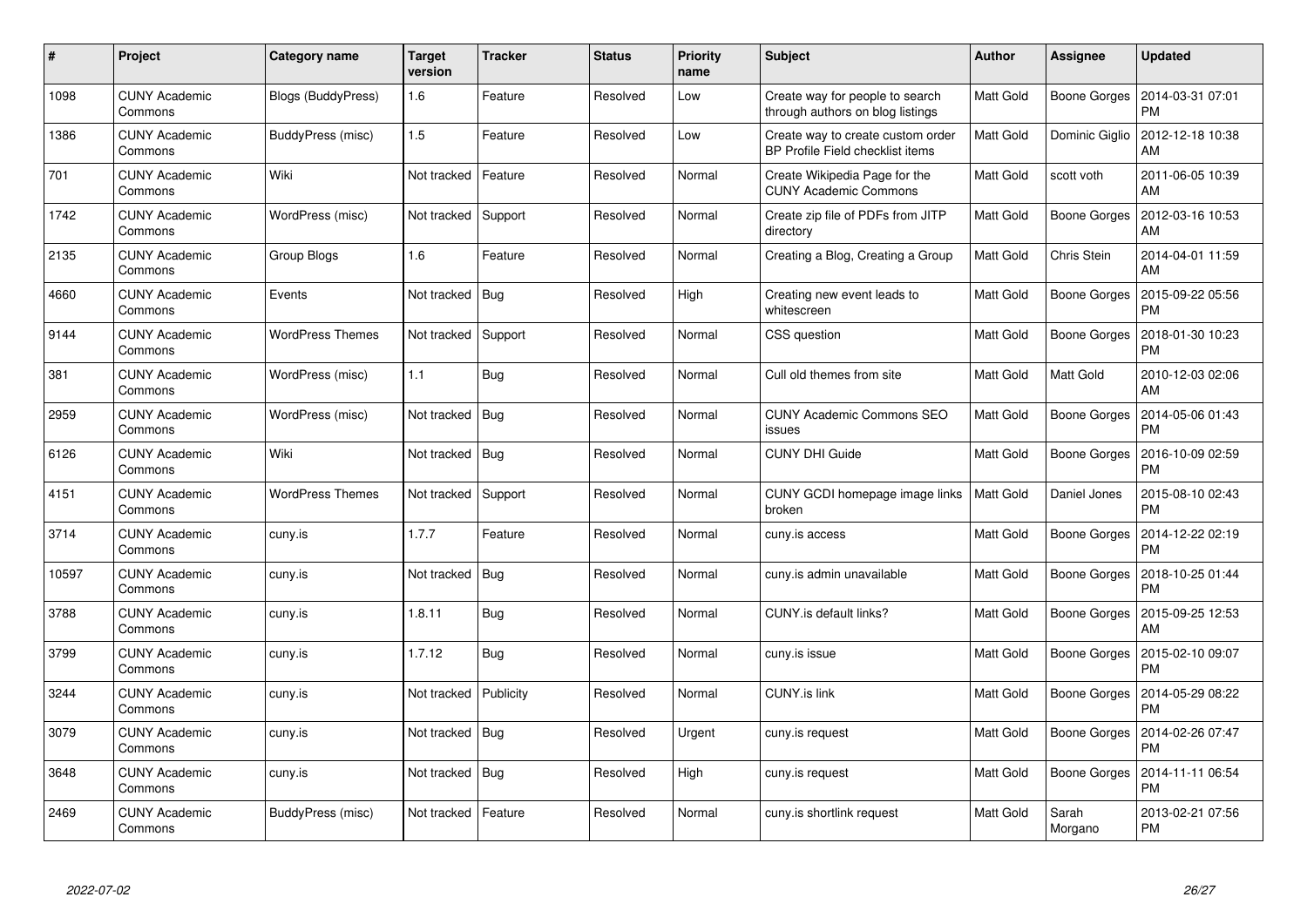| # | Project | Category name | Target version | Tracker | Status | Priority name | Subject | Author | Assignee | Updated |
|---|---|---|---|---|---|---|---|---|---|---|
| 1098 | CUNY Academic Commons | Blogs (BuddyPress) | 1.6 | Feature | Resolved | Low | Create way for people to search through authors on blog listings | Matt Gold | Boone Gorges | 2014-03-31 07:01 PM |
| 1386 | CUNY Academic Commons | BuddyPress (misc) | 1.5 | Feature | Resolved | Low | Create way to create custom order BP Profile Field checklist items | Matt Gold | Dominic Giglio | 2012-12-18 10:38 AM |
| 701 | CUNY Academic Commons | Wiki | Not tracked | Feature | Resolved | Normal | Create Wikipedia Page for the CUNY Academic Commons | Matt Gold | scott voth | 2011-06-05 10:39 AM |
| 1742 | CUNY Academic Commons | WordPress (misc) | Not tracked | Support | Resolved | Normal | Create zip file of PDFs from JITP directory | Matt Gold | Boone Gorges | 2012-03-16 10:53 AM |
| 2135 | CUNY Academic Commons | Group Blogs | 1.6 | Feature | Resolved | Normal | Creating a Blog, Creating a Group | Matt Gold | Chris Stein | 2014-04-01 11:59 AM |
| 4660 | CUNY Academic Commons | Events | Not tracked | Bug | Resolved | High | Creating new event leads to whitescreen | Matt Gold | Boone Gorges | 2015-09-22 05:56 PM |
| 9144 | CUNY Academic Commons | WordPress Themes | Not tracked | Support | Resolved | Normal | CSS question | Matt Gold | Boone Gorges | 2018-01-30 10:23 PM |
| 381 | CUNY Academic Commons | WordPress (misc) | 1.1 | Bug | Resolved | Normal | Cull old themes from site | Matt Gold | Matt Gold | 2010-12-03 02:06 AM |
| 2959 | CUNY Academic Commons | WordPress (misc) | Not tracked | Bug | Resolved | Normal | CUNY Academic Commons SEO issues | Matt Gold | Boone Gorges | 2014-05-06 01:43 PM |
| 6126 | CUNY Academic Commons | Wiki | Not tracked | Bug | Resolved | Normal | CUNY DHI Guide | Matt Gold | Boone Gorges | 2016-10-09 02:59 PM |
| 4151 | CUNY Academic Commons | WordPress Themes | Not tracked | Support | Resolved | Normal | CUNY GCDI homepage image links broken | Matt Gold | Daniel Jones | 2015-08-10 02:43 PM |
| 3714 | CUNY Academic Commons | cuny.is | 1.7.7 | Feature | Resolved | Normal | cuny.is access | Matt Gold | Boone Gorges | 2014-12-22 02:19 PM |
| 10597 | CUNY Academic Commons | cuny.is | Not tracked | Bug | Resolved | Normal | cuny.is admin unavailable | Matt Gold | Boone Gorges | 2018-10-25 01:44 PM |
| 3788 | CUNY Academic Commons | cuny.is | 1.8.11 | Bug | Resolved | Normal | CUNY.is default links? | Matt Gold | Boone Gorges | 2015-09-25 12:53 AM |
| 3799 | CUNY Academic Commons | cuny.is | 1.7.12 | Bug | Resolved | Normal | cuny.is issue | Matt Gold | Boone Gorges | 2015-02-10 09:07 PM |
| 3244 | CUNY Academic Commons | cuny.is | Not tracked | Publicity | Resolved | Normal | CUNY.is link | Matt Gold | Boone Gorges | 2014-05-29 08:22 PM |
| 3079 | CUNY Academic Commons | cuny.is | Not tracked | Bug | Resolved | Urgent | cuny.is request | Matt Gold | Boone Gorges | 2014-02-26 07:47 PM |
| 3648 | CUNY Academic Commons | cuny.is | Not tracked | Bug | Resolved | High | cuny.is request | Matt Gold | Boone Gorges | 2014-11-11 06:54 PM |
| 2469 | CUNY Academic Commons | BuddyPress (misc) | Not tracked | Feature | Resolved | Normal | cuny.is shortlink request | Matt Gold | Sarah Morgano | 2013-02-21 07:56 PM |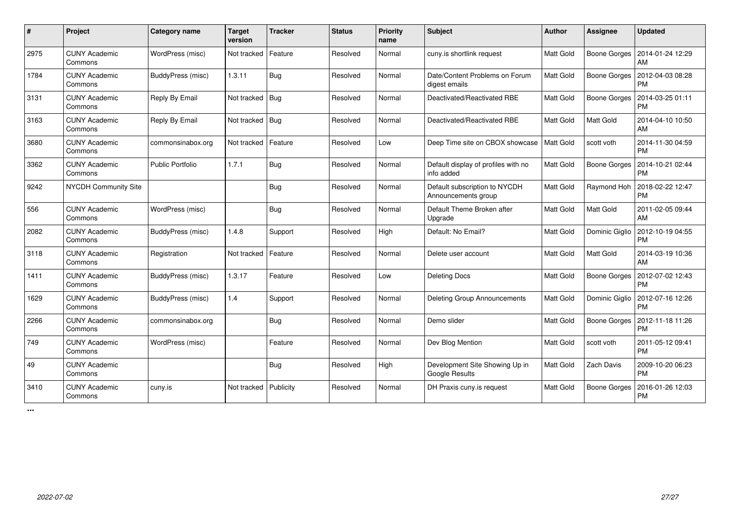| # | Project | Category name | Target version | Tracker | Status | Priority name | Subject | Author | Assignee | Updated |
|---|---|---|---|---|---|---|---|---|---|---|
| 2975 | CUNY Academic Commons | WordPress (misc) | Not tracked | Feature | Resolved | Normal | cuny.is shortlink request | Matt Gold | Boone Gorges | 2014-01-24 12:29 AM |
| 1784 | CUNY Academic Commons | BuddyPress (misc) | 1.3.11 | Bug | Resolved | Normal | Date/Content Problems on Forum digest emails | Matt Gold | Boone Gorges | 2012-04-03 08:28 PM |
| 3131 | CUNY Academic Commons | Reply By Email | Not tracked | Bug | Resolved | Normal | Deactivated/Reactivated RBE | Matt Gold | Boone Gorges | 2014-03-25 01:11 PM |
| 3163 | CUNY Academic Commons | Reply By Email | Not tracked | Bug | Resolved | Normal | Deactivated/Reactivated RBE | Matt Gold | Matt Gold | 2014-04-10 10:50 AM |
| 3680 | CUNY Academic Commons | commonsinabox.org | Not tracked | Feature | Resolved | Low | Deep Time site on CBOX showcase | Matt Gold | scott voth | 2014-11-30 04:59 PM |
| 3362 | CUNY Academic Commons | Public Portfolio | 1.7.1 | Bug | Resolved | Normal | Default display of profiles with no info added | Matt Gold | Boone Gorges | 2014-10-21 02:44 PM |
| 9242 | NYCDH Community Site | | | Bug | Resolved | Normal | Default subscription to NYCDH Announcements group | Matt Gold | Raymond Hoh | 2018-02-22 12:47 PM |
| 556 | CUNY Academic Commons | WordPress (misc) | | Bug | Resolved | Normal | Default Theme Broken after Upgrade | Matt Gold | Matt Gold | 2011-02-05 09:44 AM |
| 2082 | CUNY Academic Commons | BuddyPress (misc) | 1.4.8 | Support | Resolved | High | Default: No Email? | Matt Gold | Dominic Giglio | 2012-10-19 04:55 PM |
| 3118 | CUNY Academic Commons | Registration | Not tracked | Feature | Resolved | Normal | Delete user account | Matt Gold | Matt Gold | 2014-03-19 10:36 AM |
| 1411 | CUNY Academic Commons | BuddyPress (misc) | 1.3.17 | Feature | Resolved | Low | Deleting Docs | Matt Gold | Boone Gorges | 2012-07-02 12:43 PM |
| 1629 | CUNY Academic Commons | BuddyPress (misc) | 1.4 | Support | Resolved | Normal | Deleting Group Announcements | Matt Gold | Dominic Giglio | 2012-07-16 12:26 PM |
| 2266 | CUNY Academic Commons | commonsinabox.org | | Bug | Resolved | Normal | Demo slider | Matt Gold | Boone Gorges | 2012-11-18 11:26 PM |
| 749 | CUNY Academic Commons | WordPress (misc) | | Feature | Resolved | Normal | Dev Blog Mention | Matt Gold | scott voth | 2011-05-12 09:41 PM |
| 49 | CUNY Academic Commons | | | Bug | Resolved | High | Development Site Showing Up in Google Results | Matt Gold | Zach Davis | 2009-10-20 06:23 PM |
| 3410 | CUNY Academic Commons | cuny.is | Not tracked | Publicity | Resolved | Normal | DH Praxis cuny.is request | Matt Gold | Boone Gorges | 2016-01-26 12:03 PM |

...